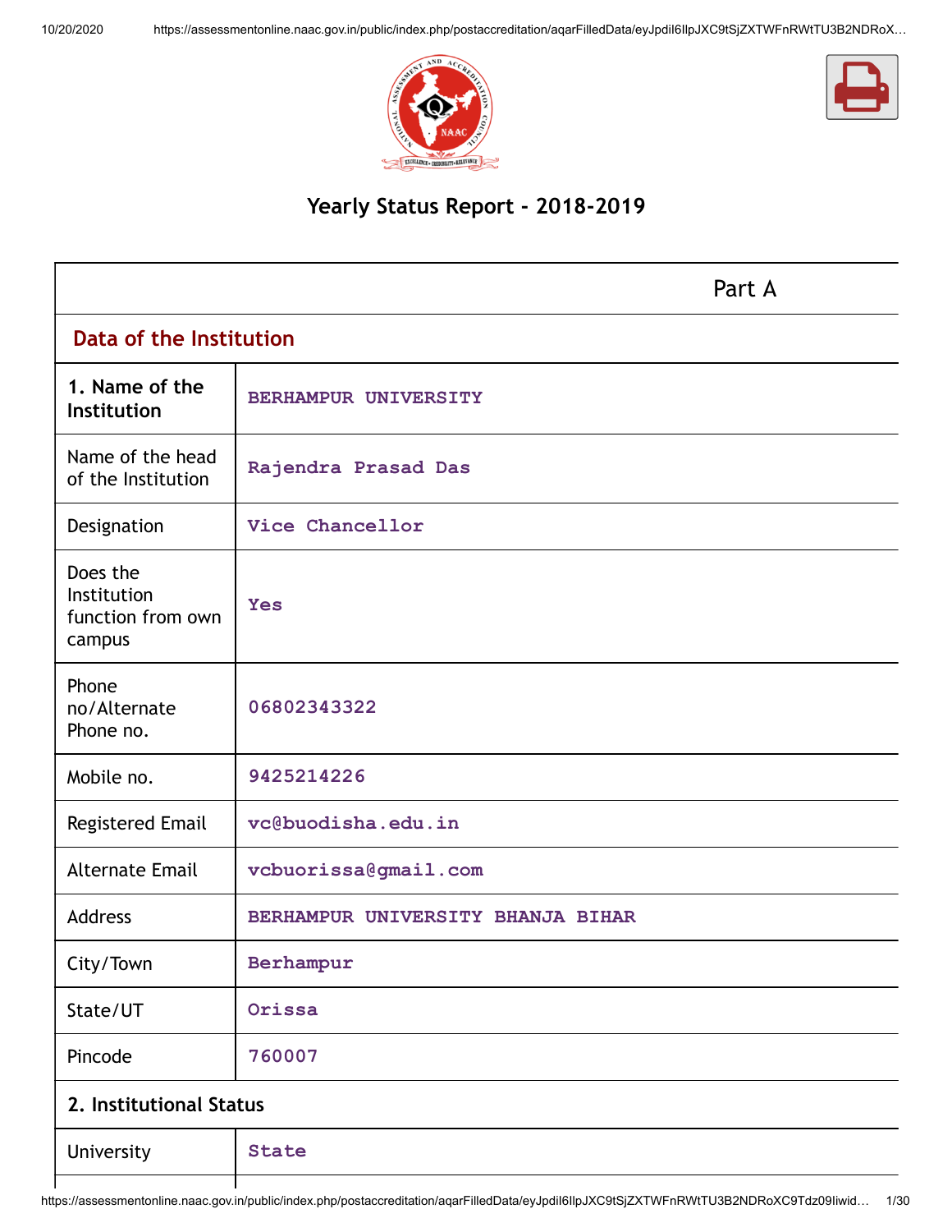# Yearly Status Report - 2018-2019

| Part A | |
|---|---|
| **Data of the Institution** | |
| **1. Name of the Institution** | BERHAMPUR UNIVERSITY |
| Name of the head of the Institution | Rajendra Prasad Das |
| Designation | Vice Chancellor |
| Does the Institution function from own campus | Yes |
| Phone no/Alternate Phone no. | 06802343322 |
| Mobile no. | 9425214226 |
| Registered Email | vc@buodisha.edu.in |
| Alternate Email | vcbuorissa@gmail.com |
| Address | BERHAMPUR UNIVERSITY BHANJA BIHAR |
| City/Town | Berhampur |
| State/UT | Orissa |
| Pincode | 760007 |
| **2. Institutional Status** | |
| University | State |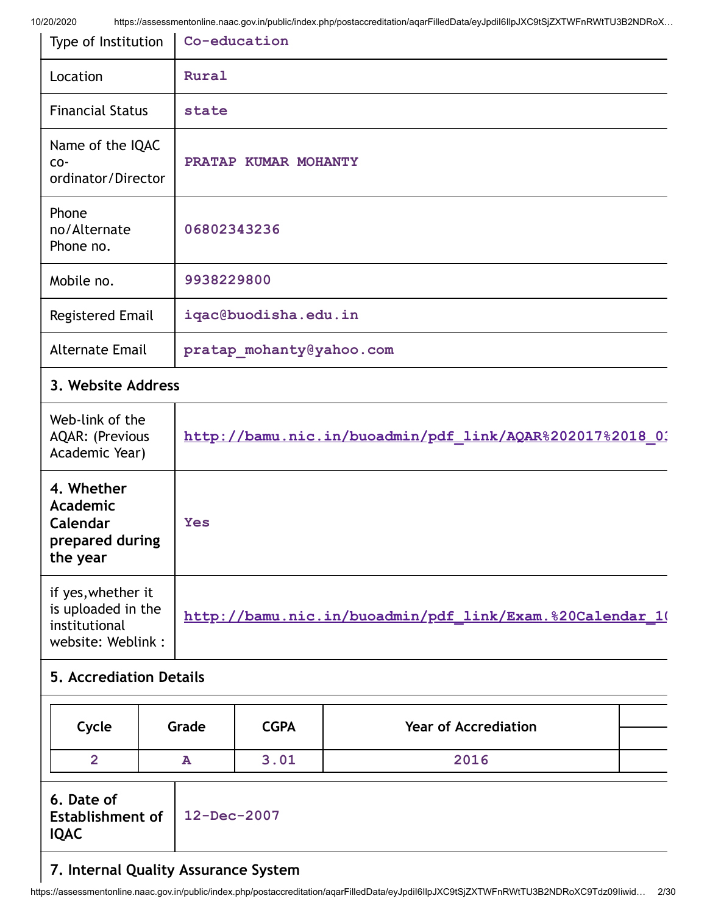| | |
|---|---|
| Type of Institution | Co-education |
| Location | Rural |
| Financial Status | state |
| Name of the IQAC co-ordinator/Director | PRATAP KUMAR MOHANTY |
| Phone no/Alternate Phone no. | 06802343236 |
| Mobile no. | 9938229800 |
| Registered Email | iqac@buodisha.edu.in |
| Alternate Email | pratap_mohanty@yahoo.com |

### 3. Website Address

| | |
|---|---|
| Web-link of the AQAR: (Previous Academic Year) | http://bamu.nic.in/buoadmin/pdf_link/AQAR%202017%2018_0 |

| | |
|---|---|
| **4. Whether Academic Calendar prepared during the year** | Yes |
| if yes,whether it is uploaded in the institutional website: Weblink : | http://bamu.nic.in/buoadmin/pdf_link/Exam.%20Calendar_1 |

### 5. Accrediation Details

| Cycle | Grade | CGPA | Year of Accrediation | |
|---|---|---|---|---|
| 2 | A | 3.01 | 2016 | |

| | |
|---|---|
| **6. Date of Establishment of IQAC** | 12-Dec-2007 |

### 7. Internal Quality Assurance System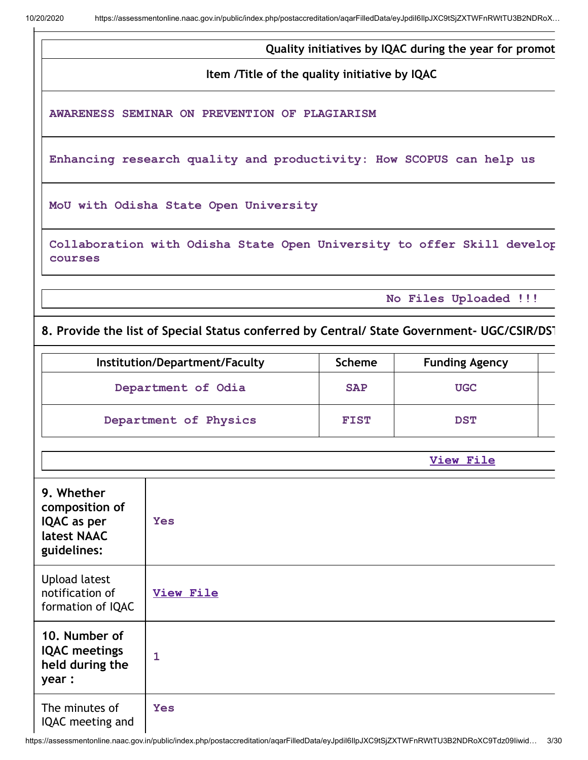| Quality initiatives by IQAC during the year for promot |
|---|
| Item /Title of the quality initiative by IQAC |
| AWARENESS SEMINAR ON PREVENTION OF PLAGIARISM |
| Enhancing research quality and productivity: How SCOPUS can help us |
| MoU with Odisha State Open University |
| Collaboration with Odisha State Open University to offer Skill develop courses |

No Files Uploaded !!!

**8. Provide the list of Special Status conferred by Central/ State Government- UGC/CSIR/DST**

| Institution/Department/Faculty | Scheme | Funding Agency |
|---|---|---|
| Department of Odia | SAP | UGC |
| Department of Physics | FIST | DST |

View File

| | |
|---|---|
| **9. Whether composition of IQAC as per latest NAAC guidelines:** | Yes |
| Upload latest notification of formation of IQAC | View File |
| **10. Number of IQAC meetings held during the year :** | 1 |
| The minutes of IQAC meeting and | Yes |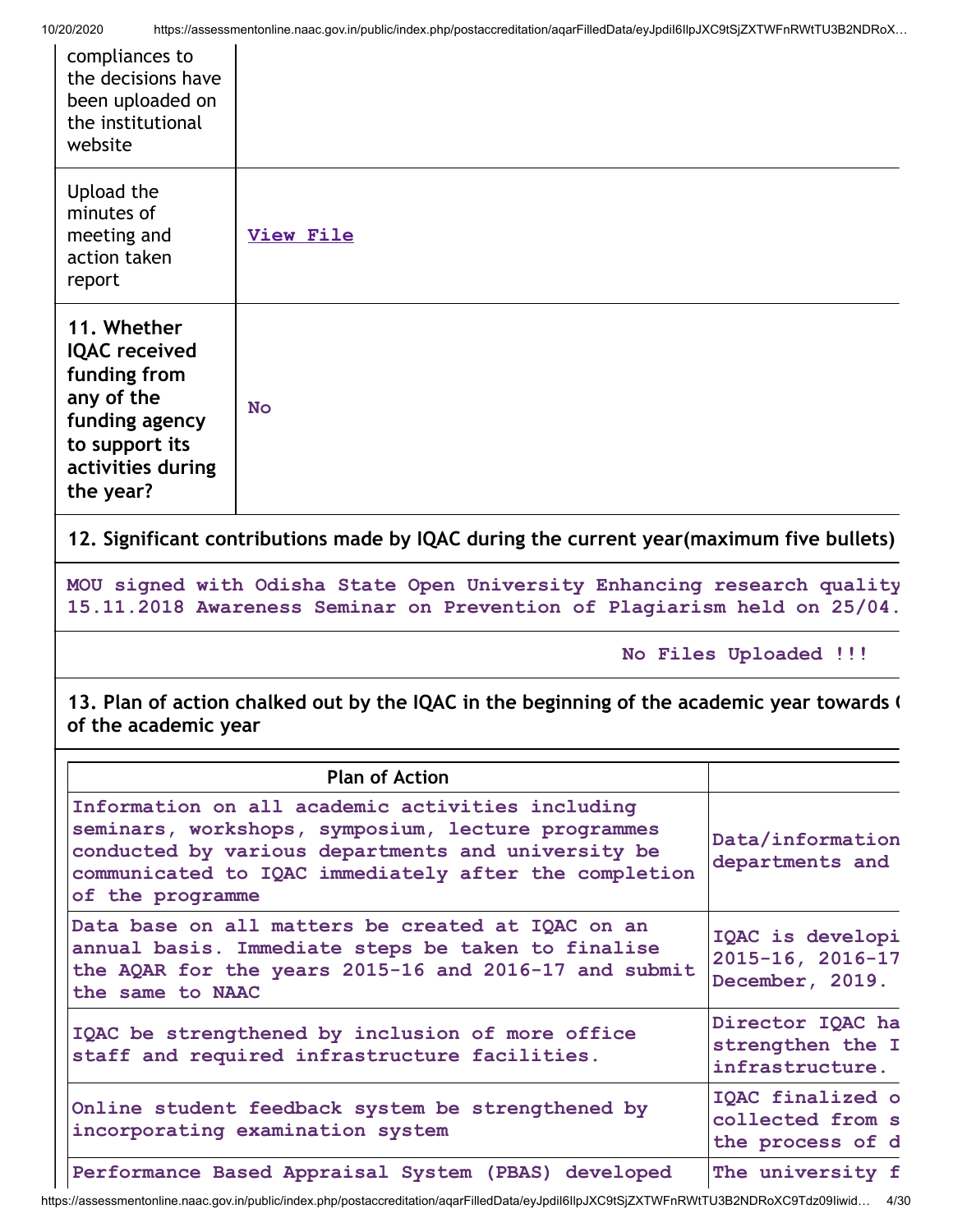| | |
|---|---|
| compliances to the decisions have been uploaded on the institutional website | |
| Upload the minutes of meeting and action taken report | View File |
| **11. Whether IQAC received funding from any of the funding agency to support its activities during the year?** | No |

**12. Significant contributions made by IQAC during the current year(maximum five bullets)**

MOU signed with Odisha State Open University Enhancing research quality
15.11.2018 Awareness Seminar on Prevention of Plagiarism held on 25/04.

No Files Uploaded !!!

**13. Plan of action chalked out by the IQAC in the beginning of the academic year towards ( of the academic year**

| Plan of Action | |
|---|---|
| Information on all academic activities including seminars, workshops, symposium, lecture programmes conducted by various departments and university be communicated to IQAC immediately after the completion of the programme | Data/information departments and |
| Data base on all matters be created at IQAC on an annual basis. Immediate steps be taken to finalise the AQAR for the years 2015-16 and 2016-17 and submit the same to NAAC | IQAC is developi 2015-16, 2016-17 December, 2019. |
| IQAC be strengthened by inclusion of more office staff and required infrastructure facilities. | Director IQAC ha strengthen the I infrastructure. |
| Online student feedback system be strengthened by incorporating examination system | IQAC finalized o collected from s the process of d |
| Performance Based Appraisal System (PBAS) developed | The university f |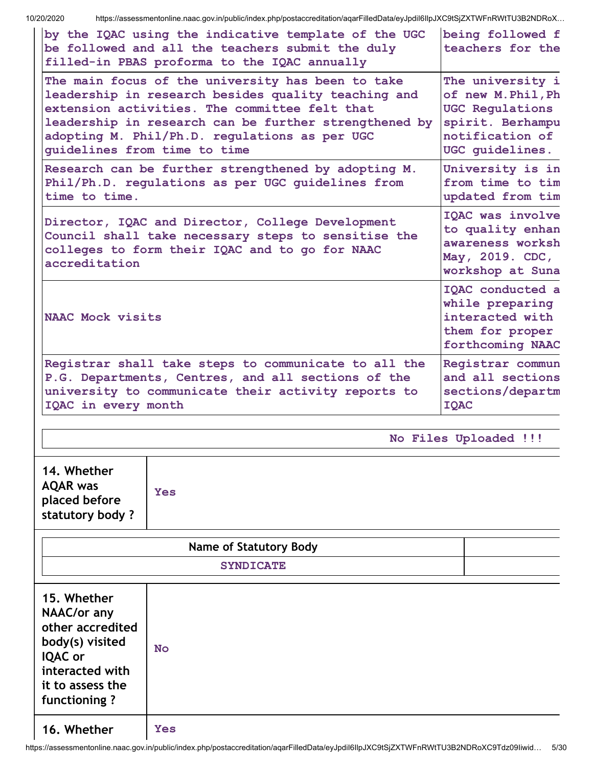| | |
|---|---|
| by the IQAC using the indicative template of the UGC be followed and all the teachers submit the duly filled-in PBAS proforma to the IQAC annually | being followed f teachers for the |
| The main focus of the university has been to take leadership in research besides quality teaching and extension activities. The committee felt that leadership in research can be further strengthened by adopting M. Phil/Ph.D. regulations as per UGC guidelines from time to time | The university i of new M.Phil,Ph UGC Regulations spirit. Berhampu notification of UGC guidelines. |
| Research can be further strengthened by adopting M. Phil/Ph.D. regulations as per UGC guidelines from time to time. | University is in from time to tim updated from tim |
| Director, IQAC and Director, College Development Council shall take necessary steps to sensitise the colleges to form their IQAC and to go for NAAC accreditation | IQAC was involve to quality enhan awareness worksh May, 2019. CDC, workshop at Suna |
| NAAC Mock visits | IQAC conducted a while preparing interacted with them for proper forthcoming NAAC |
| Registrar shall take steps to communicate to all the P.G. Departments, Centres, and all sections of the university to communicate their activity reports to IQAC in every month | Registrar commun and all sections sections/departm IQAC |

No Files Uploaded !!!

| | |
|---|---|
| **14. Whether AQAR was placed before statutory body ?** | Yes |

| Name of Statutory Body | |
|---|---|
| SYNDICATE | |

| | |
|---|---|
| **15. Whether NAAC/or any other accredited body(s) visited IQAC or interacted with it to assess the functioning ?** | No |
| **16. Whether** | Yes |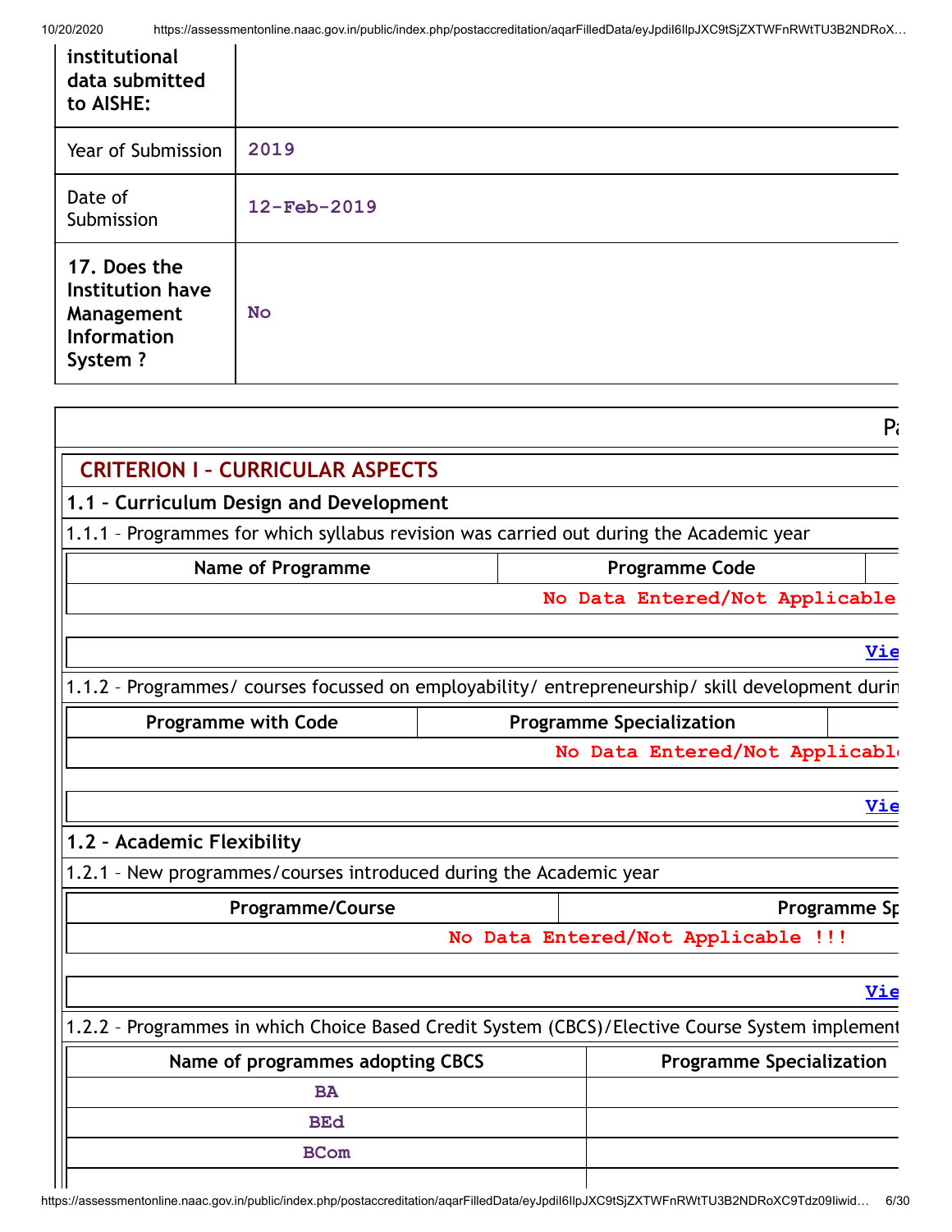| institutional data submitted to AISHE: | |
|---|---|
| Year of Submission | 2019 |
| Date of Submission | 12-Feb-2019 |
| 17. Does the Institution have Management Information System ? | No |

Pa

## CRITERION I – CURRICULAR ASPECTS

### 1.1 – Curriculum Design and Development

1.1.1 – Programmes for which syllabus revision was carried out during the Academic year

| Name of Programme | Programme Code |
|---|---|
| No Data Entered/Not Applicable | |

Vie

1.1.2 – Programmes/ courses focussed on employability/ entrepreneurship/ skill development durin

| Programme with Code | Programme Specialization |
|---|---|
| No Data Entered/Not Applicabl | |

Vie

### 1.2 – Academic Flexibility

1.2.1 – New programmes/courses introduced during the Academic year

| Programme/Course | Programme Sp |
|---|---|
| No Data Entered/Not Applicable !!! | |

Vie

1.2.2 – Programmes in which Choice Based Credit System (CBCS)/Elective Course System implement

| Name of programmes adopting CBCS | Programme Specialization |
|---|---|
| BA | |
| BEd | |
| BCom | |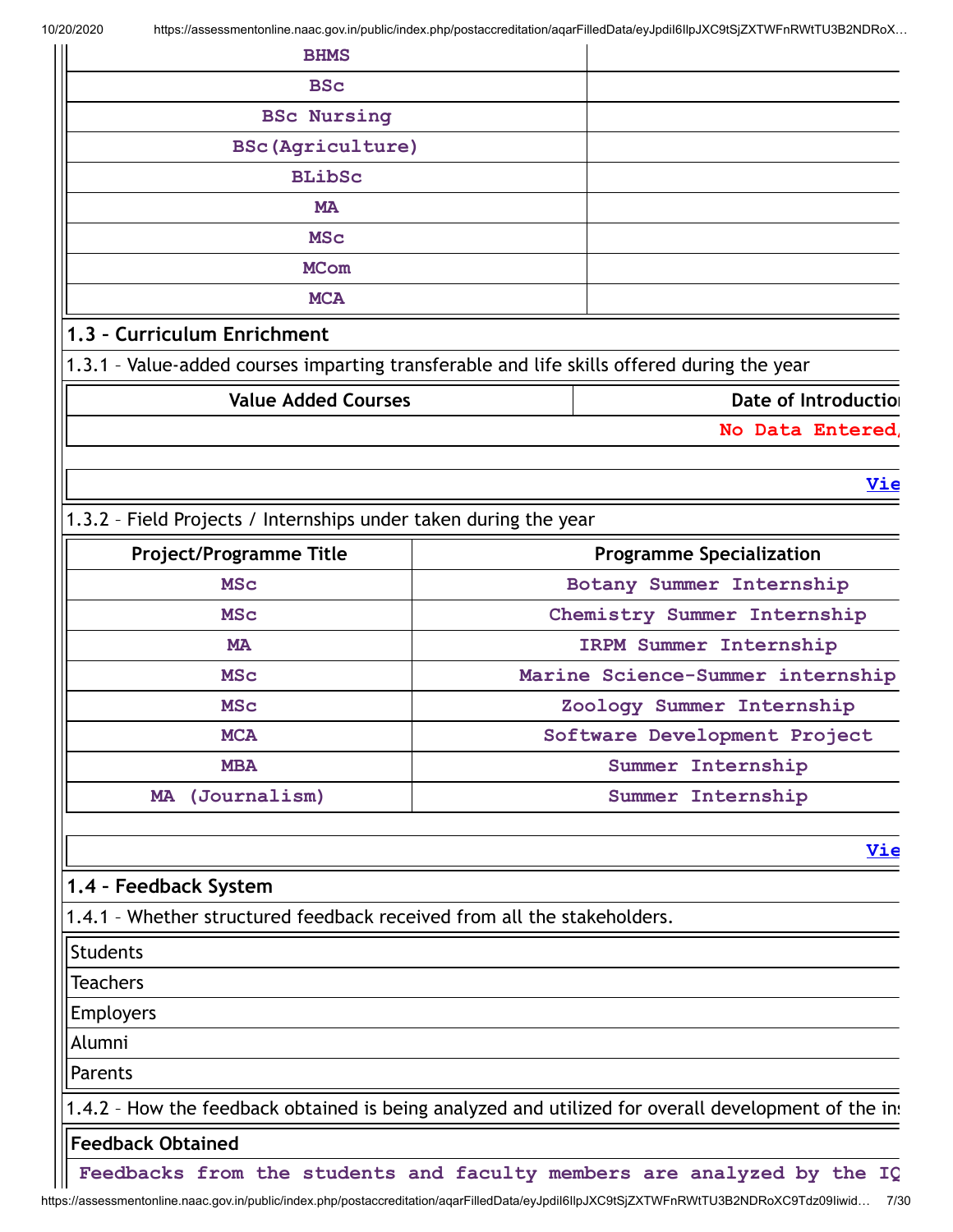| BHMS | |
|---|---|
| BSc | |
| BSc Nursing | |
| BSc(Agriculture) | |
| BLibSc | |
| MA | |
| MSc | |
| MCom | |
| MCA | |

## 1.3 – Curriculum Enrichment

1.3.1 – Value-added courses imparting transferable and life skills offered during the year

| Value Added Courses | Date of Introductio |
|---|---|
| | No Data Entered/ |

Vie

1.3.2 – Field Projects / Internships under taken during the year

| Project/Programme Title | Programme Specialization |
|---|---|
| MSc | Botany Summer Internship |
| MSc | Chemistry Summer Internship |
| MA | IRPM Summer Internship |
| MSc | Marine Science-Summer internship |
| MSc | Zoology Summer Internship |
| MCA | Software Development Project |
| MBA | Summer Internship |
| MA (Journalism) | Summer Internship |

Vie

## 1.4 – Feedback System

1.4.1 – Whether structured feedback received from all the stakeholders.

| Students |
|---|
| Teachers |
| Employers |
| Alumni |
| Parents |

1.4.2 – How the feedback obtained is being analyzed and utilized for overall development of the in

**Feedback Obtained**

Feedbacks from the students and faculty members are analyzed by the IQ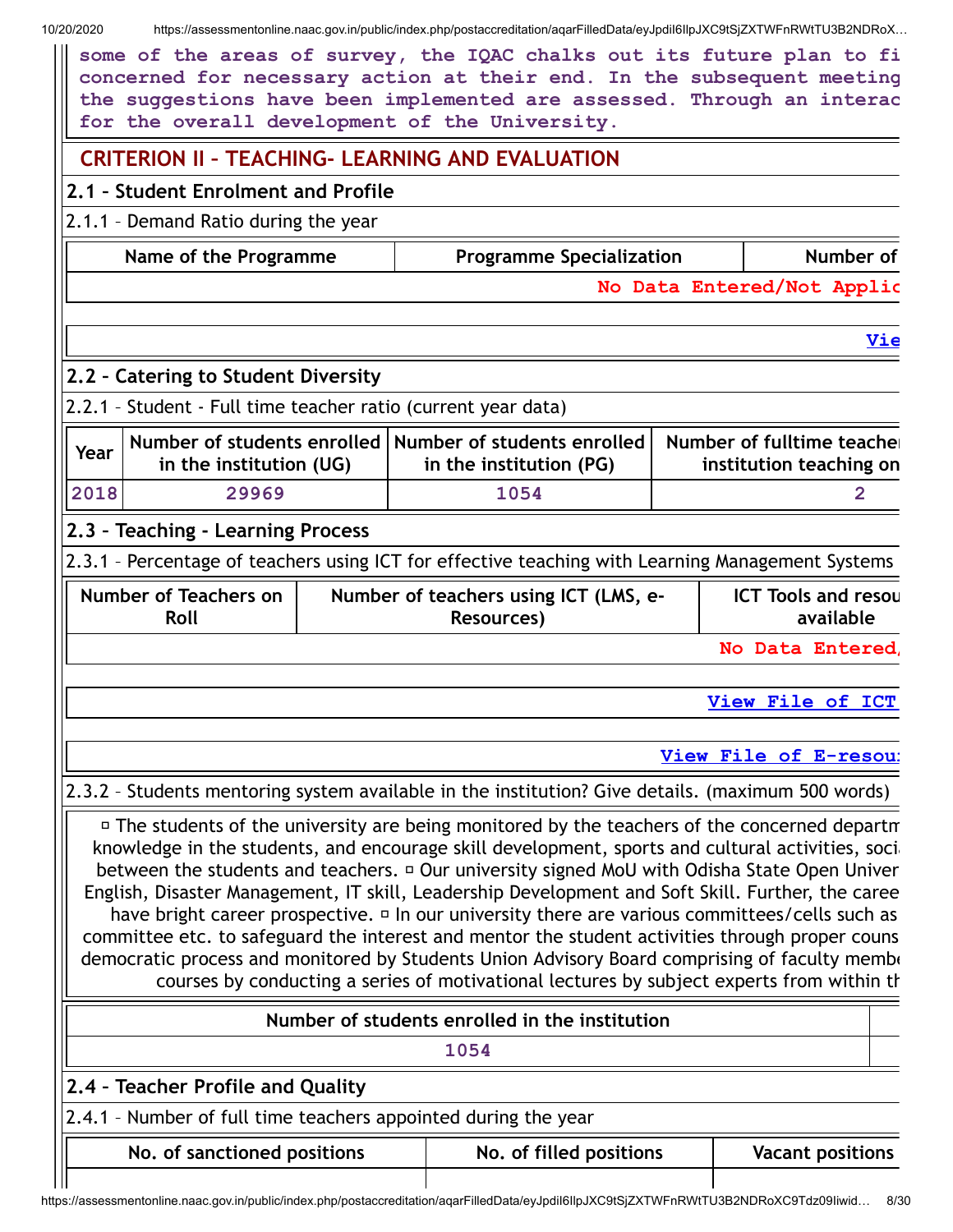some of the areas of survey, the IQAC chalks out its future plan to fi concerned for necessary action at their end. In the subsequent meeting the suggestions have been implemented are assessed. Through an interac for the overall development of the University.

## CRITERION II – TEACHING- LEARNING AND EVALUATION

### 2.1 – Student Enrolment and Profile

2.1.1 – Demand Ratio during the year

| Name of the Programme | Programme Specialization | Number of |
|---|---|---|
| | | No Data Entered/Not Applic |

Vie

### 2.2 – Catering to Student Diversity

2.2.1 – Student - Full time teacher ratio (current year data)

| Year | Number of students enrolled in the institution (UG) | Number of students enrolled in the institution (PG) | Number of fulltime teache institution teaching on |
|---|---|---|---|
| 2018 | 29969 | 1054 | 2 |

### 2.3 – Teaching - Learning Process

2.3.1 – Percentage of teachers using ICT for effective teaching with Learning Management Systems

| Number of Teachers on Roll | Number of teachers using ICT (LMS, e-Resources) | ICT Tools and resou available |
|---|---|---|
| | | No Data Entered, |

View File of ICT

View File of E-resou

2.3.2 – Students mentoring system available in the institution? Give details. (maximum 500 words)

▫ The students of the university are being monitored by the teachers of the concerned departm knowledge in the students, and encourage skill development, sports and cultural activities, soci between the students and teachers. ▫ Our university signed MoU with Odisha State Open Univer English, Disaster Management, IT skill, Leadership Development and Soft Skill. Further, the caree have bright career prospective. ▫ In our university there are various committees/cells such as committee etc. to safeguard the interest and mentor the student activities through proper couns democratic process and monitored by Students Union Advisory Board comprising of faculty membe courses by conducting a series of motivational lectures by subject experts from within th

| Number of students enrolled in the institution | |
|---|---|
| 1054 | |

### 2.4 – Teacher Profile and Quality

2.4.1 – Number of full time teachers appointed during the year

| No. of sanctioned positions | No. of filled positions | Vacant positions |
|---|---|---|
| | | |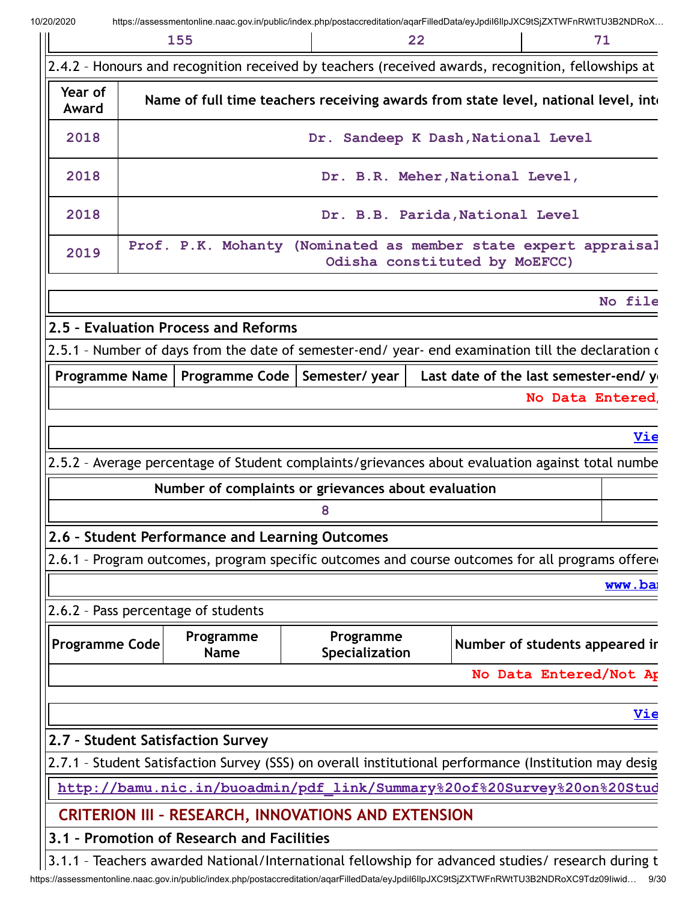| 155 | 22 | 71 |
|---|---|---|

2.4.2 – Honours and recognition received by teachers (received awards, recognition, fellowships at

| Year of Award | Name of full time teachers receiving awards from state level, national level, int |
|---|---|
| 2018 | Dr. Sandeep K Dash,National Level |
| 2018 | Dr. B.R. Meher,National Level, |
| 2018 | Dr. B.B. Parida,National Level |
| 2019 | Prof. P.K. Mohanty (Nominated as member state expert appraisal Odisha constituted by MoEFCC) |

No file

### 2.5 – Evaluation Process and Reforms

2.5.1 – Number of days from the date of semester-end/ year- end examination till the declaration c

| Programme Name | Programme Code | Semester/ year | Last date of the last semester-end/ y |
|---|---|---|---|
| No Data Entered/ | | | |

Vie

2.5.2 – Average percentage of Student complaints/grievances about evaluation against total numbe

| Number of complaints or grievances about evaluation | |
|---|---|
| 8 | |

### 2.6 – Student Performance and Learning Outcomes

2.6.1 – Program outcomes, program specific outcomes and course outcomes for all programs offere

www.ba

2.6.2 – Pass percentage of students

| Programme Code | Programme Name | Programme Specialization | Number of students appeared i |
|---|---|---|---|
| No Data Entered/Not Ap | | | |

Vie

### 2.7 – Student Satisfaction Survey

2.7.1 – Student Satisfaction Survey (SSS) on overall institutional performance (Institution may desig

http://bamu.nic.in/buoadmin/pdf_link/Summary%20of%20Survey%20on%20Stud

## CRITERION III – RESEARCH, INNOVATIONS AND EXTENSION

### 3.1 – Promotion of Research and Facilities

3.1.1 – Teachers awarded National/International fellowship for advanced studies/ research during t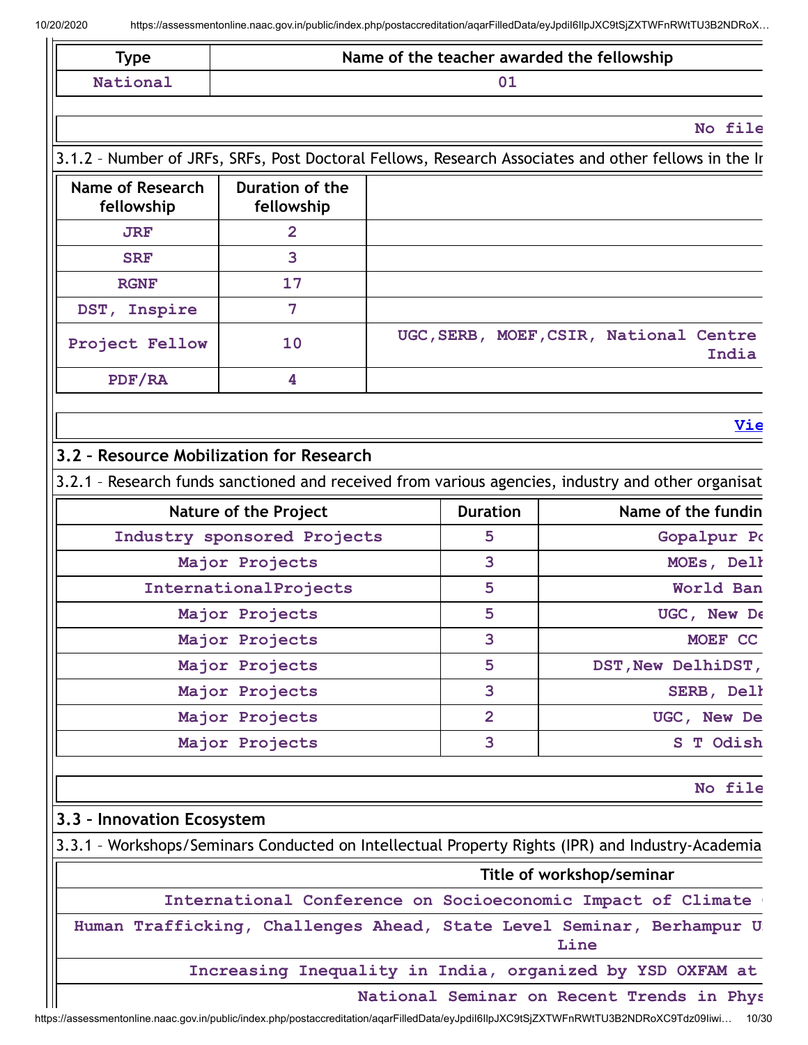| Type | Name of the teacher awarded the fellowship |
| --- | --- |
| National | 01 |

No file

3.1.2 – Number of JRFs, SRFs, Post Doctoral Fellows, Research Associates and other fellows in the In

| Name of Research fellowship | Duration of the fellowship | |
| --- | --- | --- |
| JRF | 2 | |
| SRF | 3 | |
| RGNF | 17 | |
| DST, Inspire | 7 | |
| Project Fellow | 10 | UGC,SERB, MOEF,CSIR, National Centre India |
| PDF/RA | 4 | |

Vie

## 3.2 – Resource Mobilization for Research

3.2.1 – Research funds sanctioned and received from various agencies, industry and other organisat

| Nature of the Project | Duration | Name of the fundin |
| --- | --- | --- |
| Industry sponsored Projects | 5 | Gopalpur Po |
| Major Projects | 3 | MOEs, Delh |
| InternationalProjects | 5 | World Ban |
| Major Projects | 5 | UGC, New De |
| Major Projects | 3 | MOEF CC |
| Major Projects | 5 | DST,New DelhiDST, |
| Major Projects | 3 | SERB, Delh |
| Major Projects | 2 | UGC, New De |
| Major Projects | 3 | S T Odish |

No file

## 3.3 – Innovation Ecosystem

3.3.1 – Workshops/Seminars Conducted on Intellectual Property Rights (IPR) and Industry-Academia

| Title of workshop/seminar |
| --- |
| International Conference on Socioeconomic Impact of Climate |
| Human Trafficking, Challenges Ahead, State Level Seminar, Berhampur U Line |
| Increasing Inequality in India, organized by YSD OXFAM at |
| National Seminar on Recent Trends in Phys |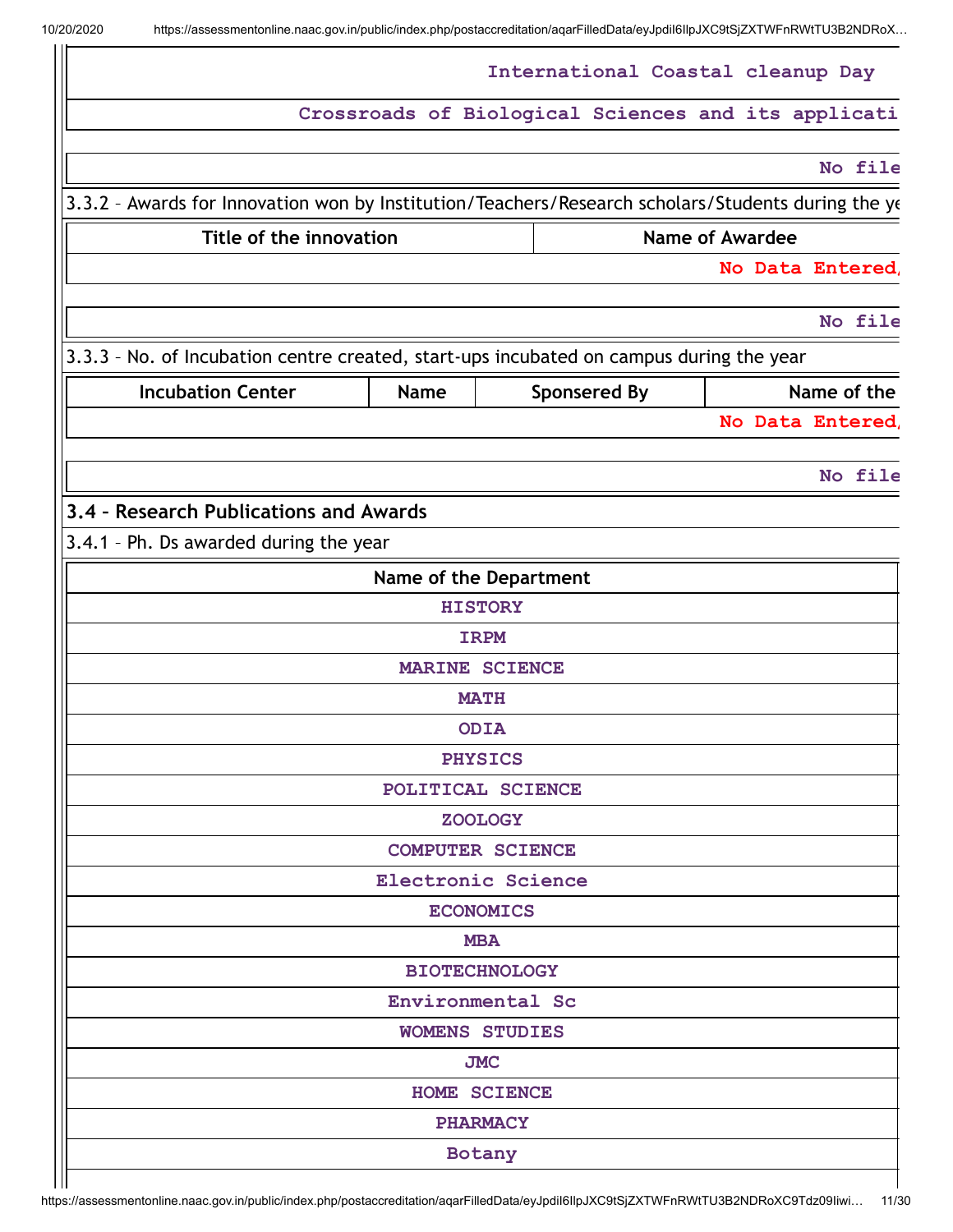| International Coastal cleanup Day |
| --- |
| Crossroads of Biological Sciences and its applicati |

| No file |
| --- |

3.3.2 – Awards for Innovation won by Institution/Teachers/Research scholars/Students during the ye

| Title of the innovation | Name of Awardee |
| --- | --- |
| | No Data Entered/ |

| No file |
| --- |

3.3.3 – No. of Incubation centre created, start-ups incubated on campus during the year

| Incubation Center | Name | Sponsered By | Name of the |
| --- | --- | --- | --- |
| | | | No Data Entered/ |

| No file |
| --- |

### 3.4 – Research Publications and Awards

3.4.1 – Ph. Ds awarded during the year

| Name of the Department |
| --- |
| HISTORY |
| IRPM |
| MARINE SCIENCE |
| MATH |
| ODIA |
| PHYSICS |
| POLITICAL SCIENCE |
| ZOOLOGY |
| COMPUTER SCIENCE |
| Electronic Science |
| ECONOMICS |
| MBA |
| BIOTECHNOLOGY |
| Environmental Sc |
| WOMENS STUDIES |
| JMC |
| HOME SCIENCE |
| PHARMACY |
| Botany |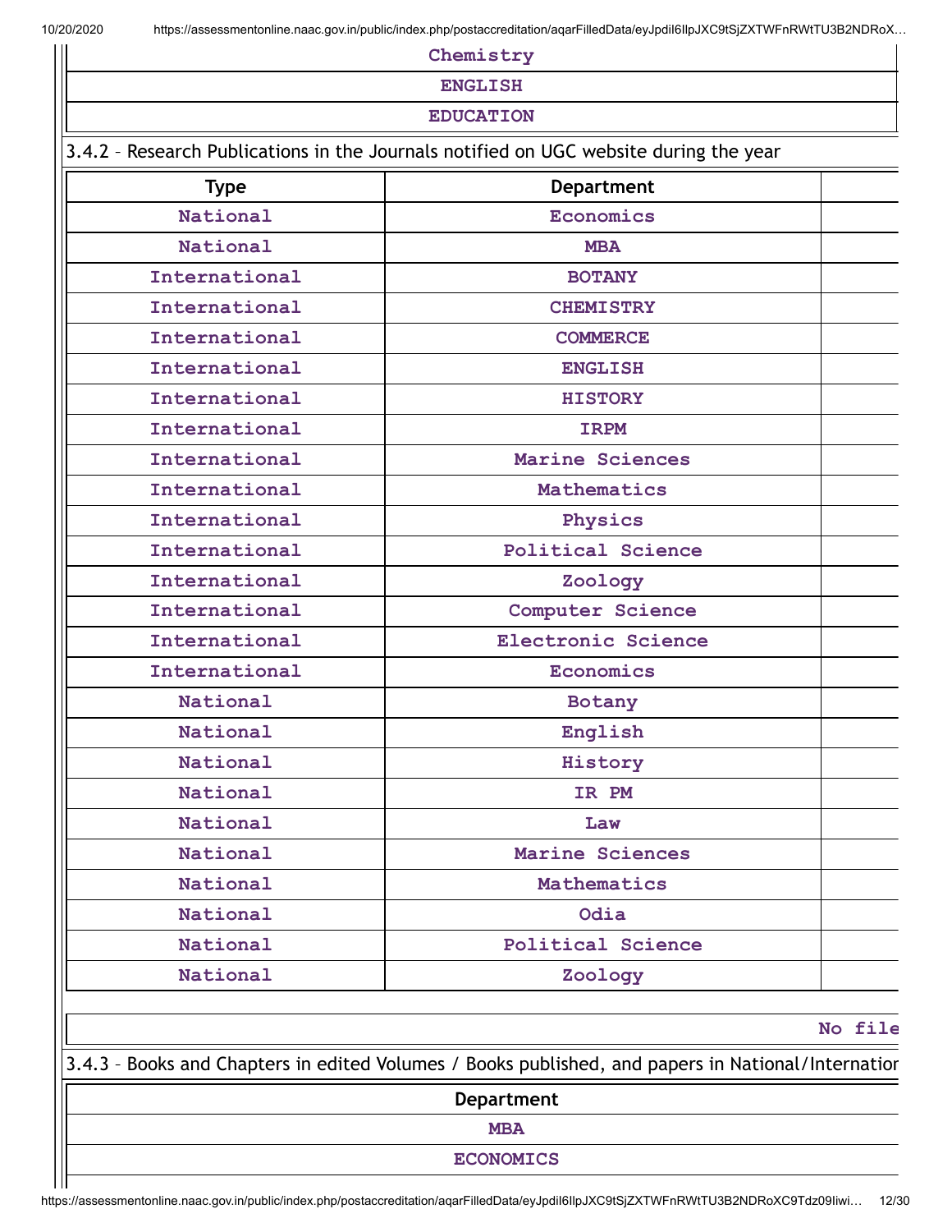| Chemistry |
|---|
| ENGLISH |
| EDUCATION |

3.4.2 – Research Publications in the Journals notified on UGC website during the year

| Type | Department | |
|---|---|---|
| National | Economics | |
| National | MBA | |
| International | BOTANY | |
| International | CHEMISTRY | |
| International | COMMERCE | |
| International | ENGLISH | |
| International | HISTORY | |
| International | IRPM | |
| International | Marine Sciences | |
| International | Mathematics | |
| International | Physics | |
| International | Political Science | |
| International | Zoology | |
| International | Computer Science | |
| International | Electronic Science | |
| International | Economics | |
| National | Botany | |
| National | English | |
| National | History | |
| National | IR PM | |
| National | Law | |
| National | Marine Sciences | |
| National | Mathematics | |
| National | Odia | |
| National | Political Science | |
| National | Zoology | |

No file

3.4.3 – Books and Chapters in edited Volumes / Books published, and papers in National/Internation

| Department |
|---|
| MBA |
| ECONOMICS |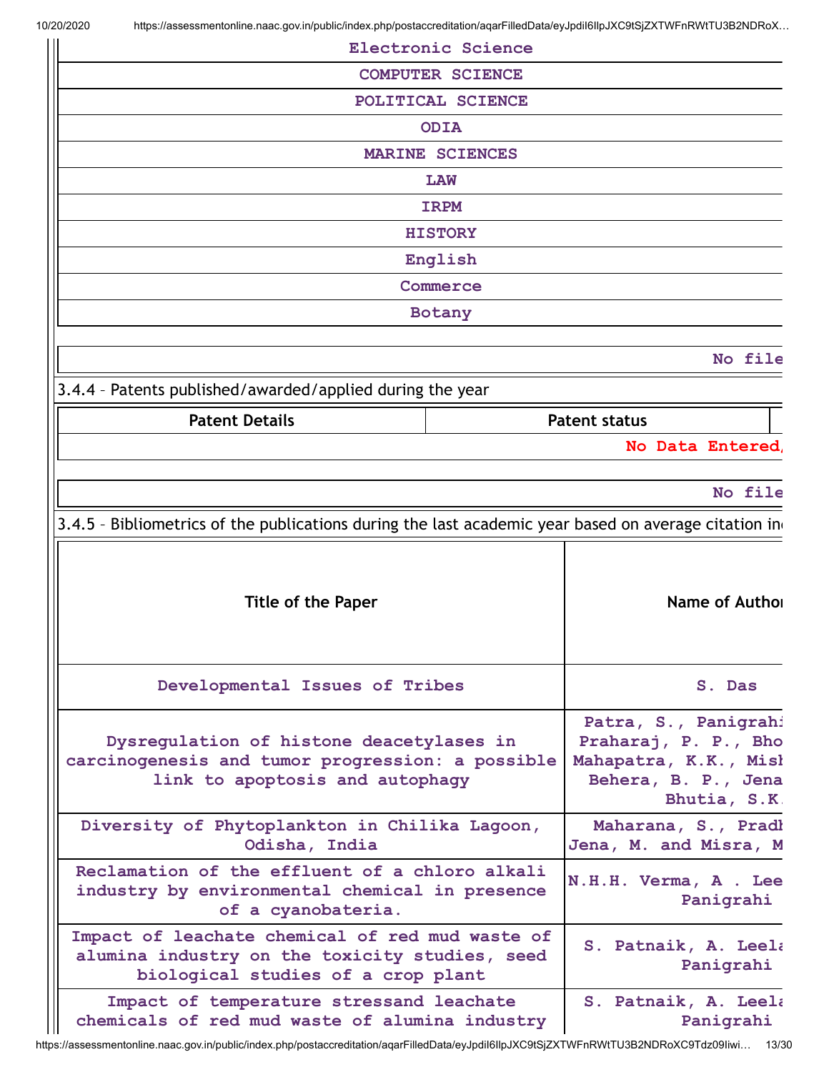| Electronic Science |
|---|
| COMPUTER SCIENCE |
| POLITICAL SCIENCE |
| ODIA |
| MARINE SCIENCES |
| LAW |
| IRPM |
| HISTORY |
| English |
| Commerce |
| Botany |

No file

3.4.4 – Patents published/awarded/applied during the year

| Patent Details | Patent status |
|---|---|
| No Data Entered/ | |

No file

3.4.5 – Bibliometrics of the publications during the last academic year based on average citation in

| Title of the Paper | Name of Author |
|---|---|
| Developmental Issues of Tribes | S. Das |
| Dysregulation of histone deacetylases in carcinogenesis and tumor progression: a possible link to apoptosis and autophagy | Patra, S., Panigrahi Praharaj, P. P., Bho Mahapatra, K.K., Mish Behera, B. P., Jena Bhutia, S.K. |
| Diversity of Phytoplankton in Chilika Lagoon, Odisha, India | Maharana, S., Pradh Jena, M. and Misra, M |
| Reclamation of the effluent of a chloro alkali industry by environmental chemical in presence of a cyanobateria. | N.H.H. Verma, A . Lee Panigrahi |
| Impact of leachate chemical of red mud waste of alumina industry on the toxicity studies, seed biological studies of a crop plant | S. Patnaik, A. Leela Panigrahi |
| Impact of temperature stressand leachate chemicals of red mud waste of alumina industry | S. Patnaik, A. Leela Panigrahi |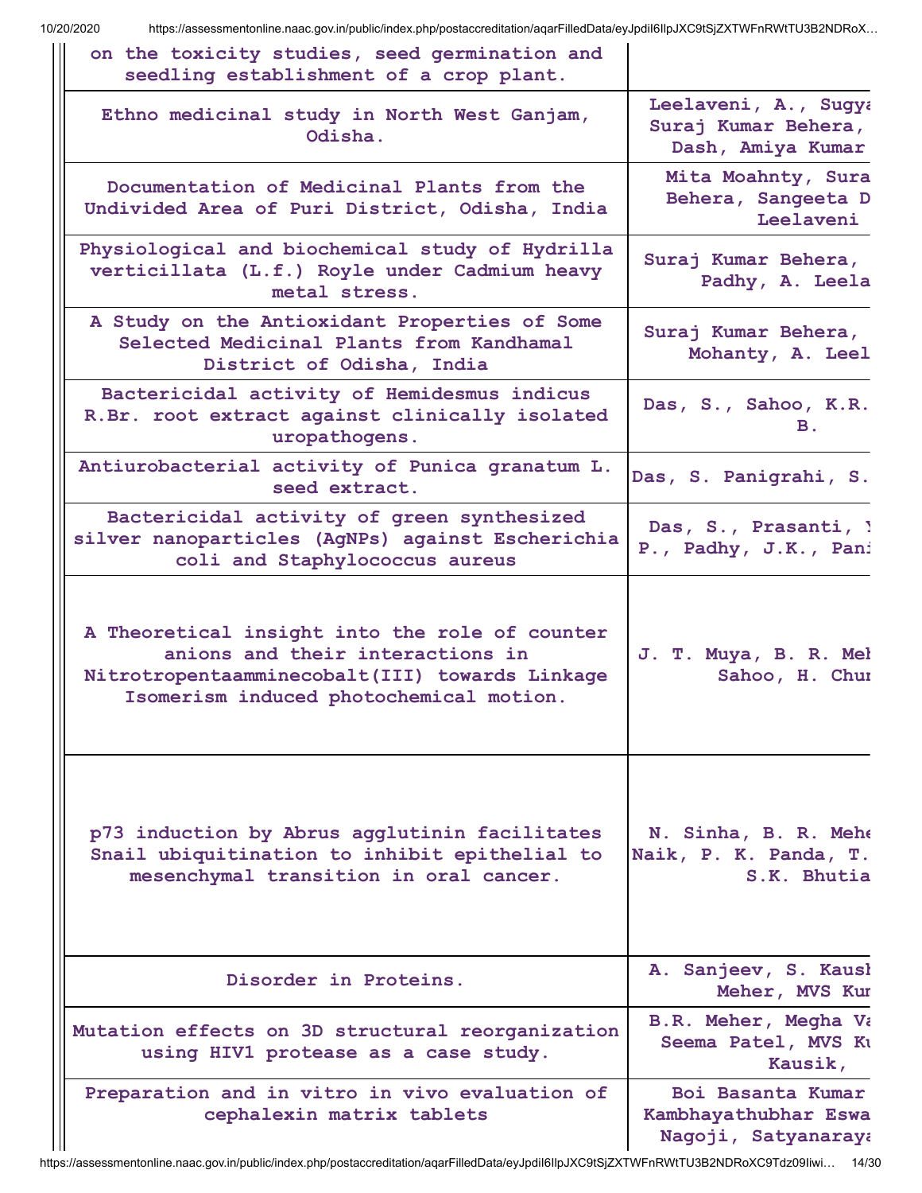| | |
|---|---|
| on the toxicity studies, seed germination and seedling establishment of a crop plant. | |
| Ethno medicinal study in North West Ganjam, Odisha. | Leelaveni, A., Sugya Suraj Kumar Behera, Dash, Amiya Kumar |
| Documentation of Medicinal Plants from the Undivided Area of Puri District, Odisha, India | Mita Moahnty, Sura Behera, Sangeeta D Leelaveni |
| Physiological and biochemical study of Hydrilla verticillata (L.f.) Royle under Cadmium heavy metal stress. | Suraj Kumar Behera, Padhy, A. Leela |
| A Study on the Antioxidant Properties of Some Selected Medicinal Plants from Kandhamal District of Odisha, India | Suraj Kumar Behera, Mohanty, A. Leel |
| Bactericidal activity of Hemidesmus indicus R.Br. root extract against clinically isolated uropathogens. | Das, S., Sahoo, K.R. B. |
| Antiurobacterial activity of Punica granatum L. seed extract. | Das, S. Panigrahi, S. |
| Bactericidal activity of green synthesized silver nanoparticles (AgNPs) against Escherichia coli and Staphylococcus aureus | Das, S., Prasanti, Y P., Padhy, J.K., Pani |
| A Theoretical insight into the role of counter anions and their interactions in Nitrotropentaamminecobalt(III) towards Linkage Isomerism induced photochemical motion. | J. T. Muya, B. R. Meh Sahoo, H. Chur |
| p73 induction by Abrus agglutinin facilitates Snail ubiquitination to inhibit epithelial to mesenchymal transition in oral cancer. | N. Sinha, B. R. Mehe Naik, P. K. Panda, T. S.K. Bhutia |
| Disorder in Proteins. | A. Sanjeev, S. Kaush Meher, MVS Kur |
| Mutation effects on 3D structural reorganization using HIV1 protease as a case study. | B.R. Meher, Megha Va Seema Patel, MVS Ku Kausik, |
| Preparation and in vitro in vivo evaluation of cephalexin matrix tablets | Boi Basanta Kumar Kambhayathubhar Eswa Nagoji, Satyanaraya |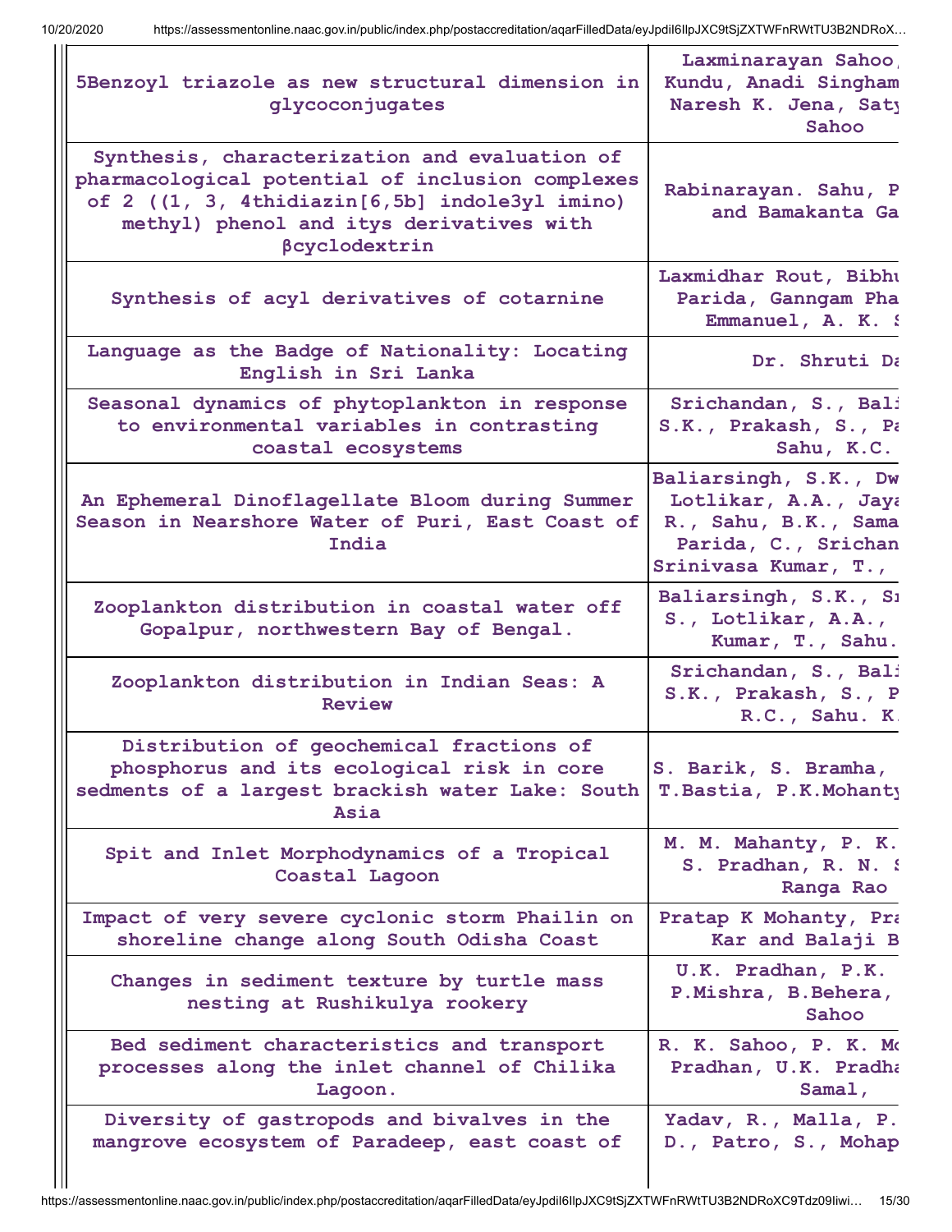| | |
|---|---|
| 5Benzoyl triazole as new structural dimension in glycoconjugates | Laxminarayan Sahoo, Kundu, Anadi Singham Naresh K. Jena, Saty Sahoo |
| Synthesis, characterization and evaluation of pharmacological potential of inclusion complexes of 2 ((1, 3, 4thidiazin[6,5b] indole3yl imino) methyl) phenol and itys derivatives with βcyclodextrin | Rabinarayan. Sahu, P and Bamakanta Ga |
| Synthesis of acyl derivatives of cotarnine | Laxmidhar Rout, Bibhu Parida, Ganngam Pha Emmanuel, A. K. S |
| Language as the Badge of Nationality: Locating English in Sri Lanka | Dr. Shruti Da |
| Seasonal dynamics of phytoplankton in response to environmental variables in contrasting coastal ecosystems | Srichandan, S., Bali S.K., Prakash, S., Pa Sahu, K.C. |
| An Ephemeral Dinoflagellate Bloom during Summer Season in Nearshore Water of Puri, East Coast of India | Baliarsingh, S.K., Dw Lotlikar, A.A., Jaya R., Sahu, B.K., Sama Parida, C., Srichan Srinivasa Kumar, T., |
| Zooplankton distribution in coastal water off Gopalpur, northwestern Bay of Bengal. | Baliarsingh, S.K., Sr S., Lotlikar, A.A., Kumar, T., Sahu. |
| Zooplankton distribution in Indian Seas: A Review | Srichandan, S., Bali S.K., Prakash, S., P R.C., Sahu. K. |
| Distribution of geochemical fractions of phosphorus and its ecological risk in core sediments of a largest brackish water Lake: South Asia | S. Barik, S. Bramha, T.Bastia, P.K.Mohanty |
| Spit and Inlet Morphodynamics of a Tropical Coastal Lagoon | M. M. Mahanty, P. K. S. Pradhan, R. N. S Ranga Rao |
| Impact of very severe cyclonic storm Phailin on shoreline change along South Odisha Coast | Pratap K Mohanty, Pra Kar and Balaji B |
| Changes in sediment texture by turtle mass nesting at Rushikulya rookery | U.K. Pradhan, P.K. P.Mishra, B.Behera, Sahoo |
| Bed sediment characteristics and transport processes along the inlet channel of Chilika Lagoon. | R. K. Sahoo, P. K. Mo Pradhan, U.K. Pradha Samal, |
| Diversity of gastropods and bivalves in the mangrove ecosystem of Paradeep, east coast of | Yadav, R., Malla, P. D., Patro, S., Mohap |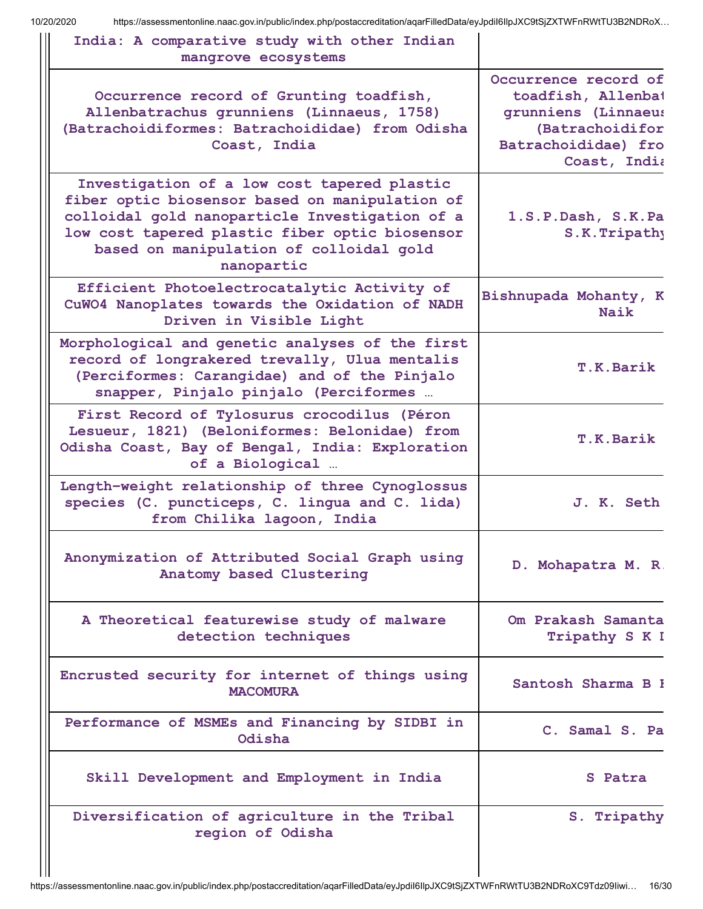| | |
|---|---|
| India: A comparative study with other Indian mangrove ecosystems | |
| Occurrence record of Grunting toadfish, Allenbatrachus grunniens (Linnaeus, 1758) (Batrachoidiformes: Batrachoididae) from Odisha Coast, India | Occurrence record of toadfish, Allenbat grunniens (Linnaeus (Batrachoidifor Batrachoididae) fro Coast, India |
| Investigation of a low cost tapered plastic fiber optic biosensor based on manipulation of colloidal gold nanoparticle Investigation of a low cost tapered plastic fiber optic biosensor based on manipulation of colloidal gold nanopartic | 1.S.P.Dash, S.K.Pa S.K.Tripathy |
| Efficient Photoelectrocatalytic Activity of CuWO4 Nanoplates towards the Oxidation of NADH Driven in Visible Light | Bishnupada Mohanty, K Naik |
| Morphological and genetic analyses of the first record of longrakered trevally, Ulua mentalis (Perciformes: Carangidae) and of the Pinjalo snapper, Pinjalo pinjalo (Perciformes … | T.K.Barik |
| First Record of Tylosurus crocodilus (Péron Lesueur, 1821) (Beloniformes: Belonidae) from Odisha Coast, Bay of Bengal, India: Exploration of a Biological … | T.K.Barik |
| Length-weight relationship of three Cynoglossus species (C. puncticeps, C. lingua and C. lida) from Chilika lagoon, India | J. K. Seth |
| Anonymization of Attributed Social Graph using Anatomy based Clustering | D. Mohapatra M. R. |
| A Theoretical featurewise study of malware detection techniques | Om Prakash Samanta Tripathy S K I |
| Encrusted security for internet of things using MACOMURA | Santosh Sharma B I |
| Performance of MSMEs and Financing by SIDBI in Odisha | C. Samal S. Pa |
| Skill Development and Employment in India | S Patra |
| Diversification of agriculture in the Tribal region of Odisha | S. Tripathy |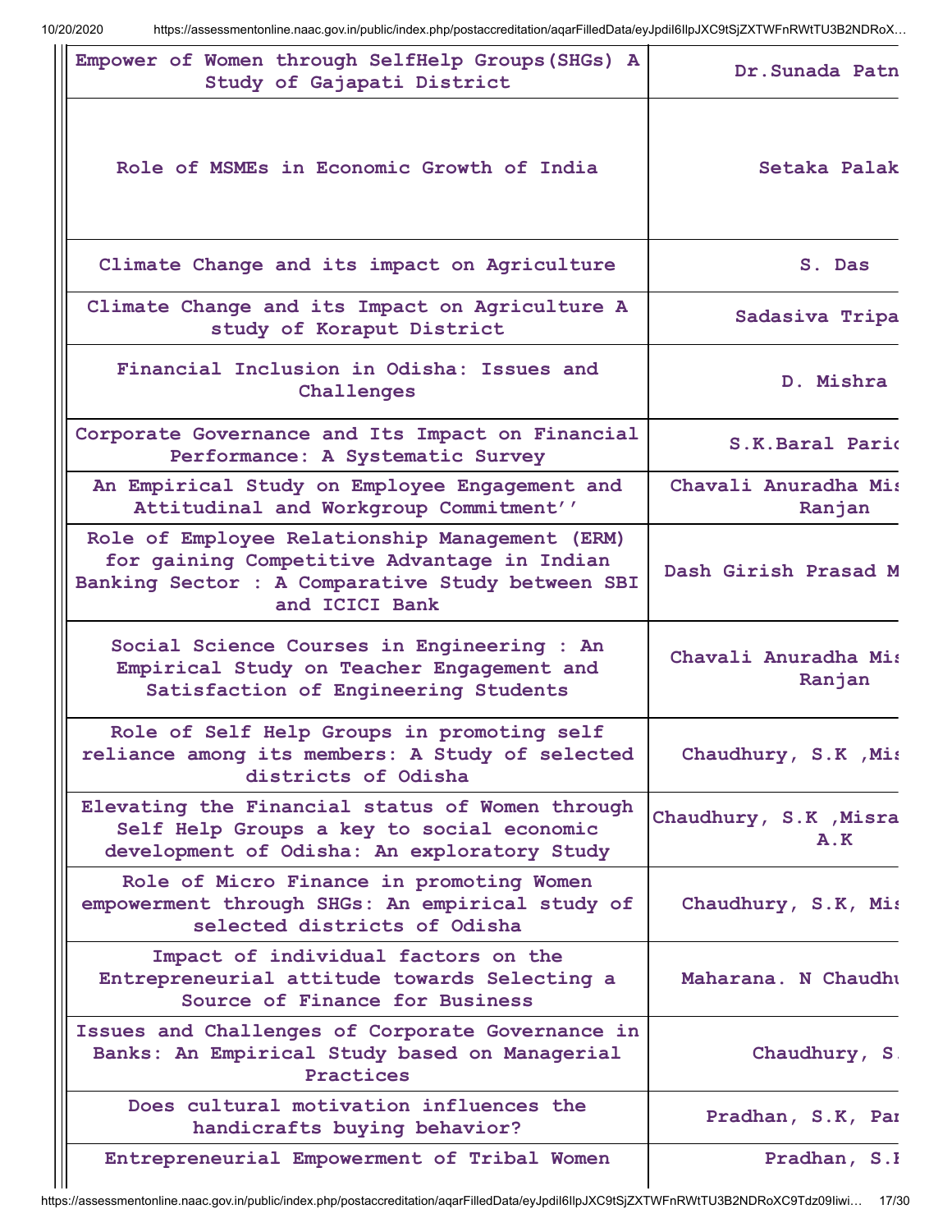| | |
|---|---|
| Empower of Women through SelfHelp Groups(SHGs) A Study of Gajapati District | Dr.Sunada Patn |
| Role of MSMEs in Economic Growth of India | Setaka Palak |
| Climate Change and its impact on Agriculture | S. Das |
| Climate Change and its Impact on Agriculture A study of Koraput District | Sadasiva Tripa |
| Financial Inclusion in Odisha: Issues and Challenges | D. Mishra |
| Corporate Governance and Its Impact on Financial Performance: A Systematic Survey | S.K.Baral Paric |
| An Empirical Study on Employee Engagement and Attitudinal and Workgroup Commitment'' | Chavali Anuradha Mis Ranjan |
| Role of Employee Relationship Management (ERM) for gaining Competitive Advantage in Indian Banking Sector : A Comparative Study between SBI and ICICI Bank | Dash Girish Prasad M |
| Social Science Courses in Engineering : An Empirical Study on Teacher Engagement and Satisfaction of Engineering Students | Chavali Anuradha Mis Ranjan |
| Role of Self Help Groups in promoting self reliance among its members: A Study of selected districts of Odisha | Chaudhury, S.K ,Mis |
| Elevating the Financial status of Women through Self Help Groups a key to social economic development of Odisha: An exploratory Study | Chaudhury, S.K ,Misra A.K |
| Role of Micro Finance in promoting Women empowerment through SHGs: An empirical study of selected districts of Odisha | Chaudhury, S.K, Mis |
| Impact of individual factors on the Entrepreneurial attitude towards Selecting a Source of Finance for Business | Maharana. N Chaudhu |
| Issues and Challenges of Corporate Governance in Banks: An Empirical Study based on Managerial Practices | Chaudhury, S. |
| Does cultural motivation influences the handicrafts buying behavior? | Pradhan, S.K, Par |
| Entrepreneurial Empowerment of Tribal Women | Pradhan, S.K |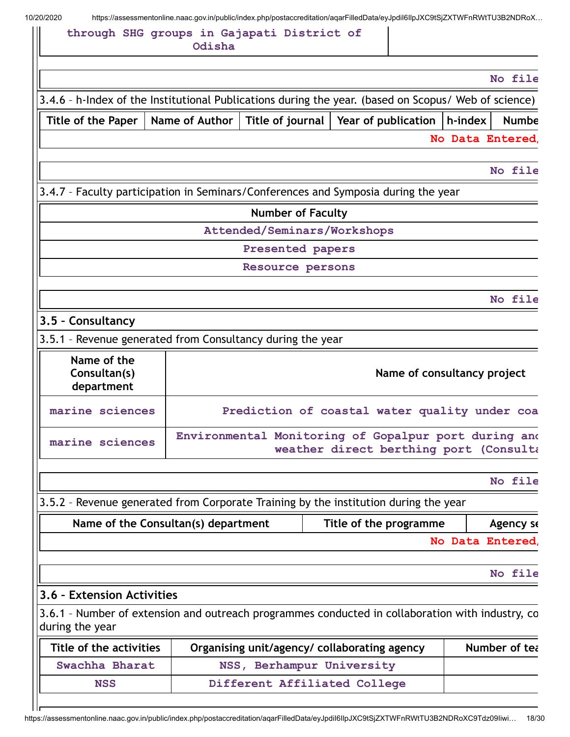| through SHG groups in Gajapati District of Odisha | |
|---|---|

No file

3.4.6 – h-Index of the Institutional Publications during the year. (based on Scopus/ Web of science)

| Title of the Paper | Name of Author | Title of journal | Year of publication | h-index | Numbe |
|---|---|---|---|---|---|
| No Data Entered/ | | | | | |

No file

3.4.7 – Faculty participation in Seminars/Conferences and Symposia during the year

| Number of Faculty |
|---|
| Attended/Seminars/Workshops |
| Presented papers |
| Resource persons |

No file

## 3.5 – Consultancy

3.5.1 – Revenue generated from Consultancy during the year

| Name of the Consultan(s) department | Name of consultancy project |
|---|---|
| marine sciences | Prediction of coastal water quality under coa |
| marine sciences | Environmental Monitoring of Gopalpur port during and weather direct berthing port (Consulta |

No file

3.5.2 – Revenue generated from Corporate Training by the institution during the year

| Name of the Consultan(s) department | Title of the programme | Agency se |
|---|---|---|
| No Data Entered/ | | |

No file

## 3.6 – Extension Activities

3.6.1 – Number of extension and outreach programmes conducted in collaboration with industry, co during the year

| Title of the activities | Organising unit/agency/ collaborating agency | Number of tea |
|---|---|---|
| Swachha Bharat | NSS, Berhampur University | |
| NSS | Different Affiliated College | |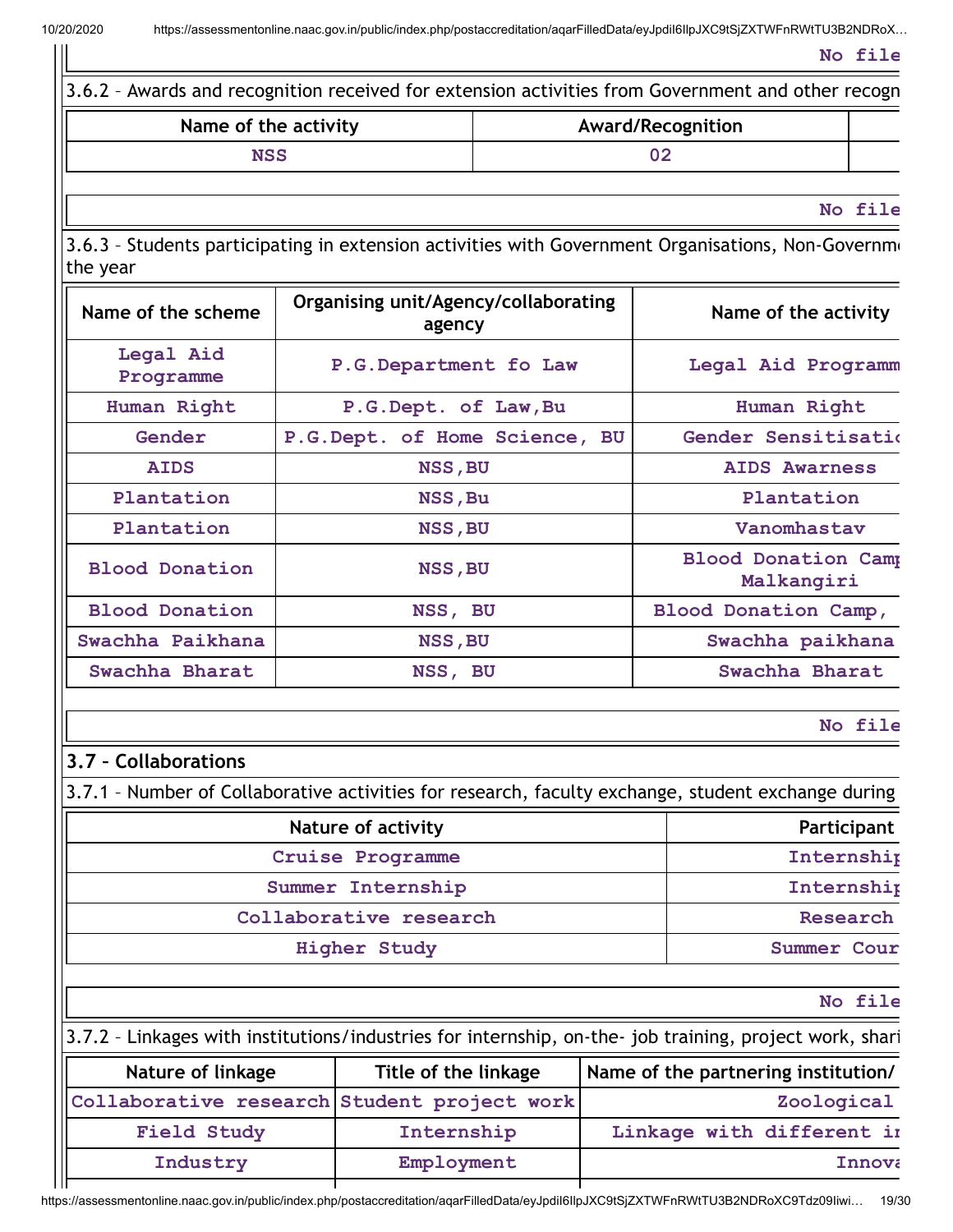No file

3.6.2 – Awards and recognition received for extension activities from Government and other recogn

| Name of the activity | Award/Recognition | |
|---|---|---|
| NSS | 02 | |

No file

3.6.3 – Students participating in extension activities with Government Organisations, Non-Governm the year

| Name of the scheme | Organising unit/Agency/collaborating agency | Name of the activity |
|---|---|---|
| Legal Aid Programme | P.G.Department fo Law | Legal Aid Programm |
| Human Right | P.G.Dept. of Law,Bu | Human Right |
| Gender | P.G.Dept. of Home Science, BU | Gender Sensitisatio |
| AIDS | NSS,BU | AIDS Awarness |
| Plantation | NSS,Bu | Plantation |
| Plantation | NSS,BU | Vanomhastav |
| Blood Donation | NSS,BU | Blood Donation Camp Malkangiri |
| Blood Donation | NSS, BU | Blood Donation Camp, |
| Swachha Paikhana | NSS,BU | Swachha paikhana |
| Swachha Bharat | NSS, BU | Swachha Bharat |

No file

## 3.7 – Collaborations

3.7.1 – Number of Collaborative activities for research, faculty exchange, student exchange during

| Nature of activity | Participant |
|---|---|
| Cruise Programme | Internship |
| Summer Internship | Internship |
| Collaborative research | Research |
| Higher Study | Summer Cour |

No file

3.7.2 – Linkages with institutions/industries for internship, on-the- job training, project work, shari

| Nature of linkage | Title of the linkage | Name of the partnering institution/ |
|---|---|---|
| Collaborative research | Student project work | Zoological |
| Field Study | Internship | Linkage with different in |
| Industry | Employment | Innova |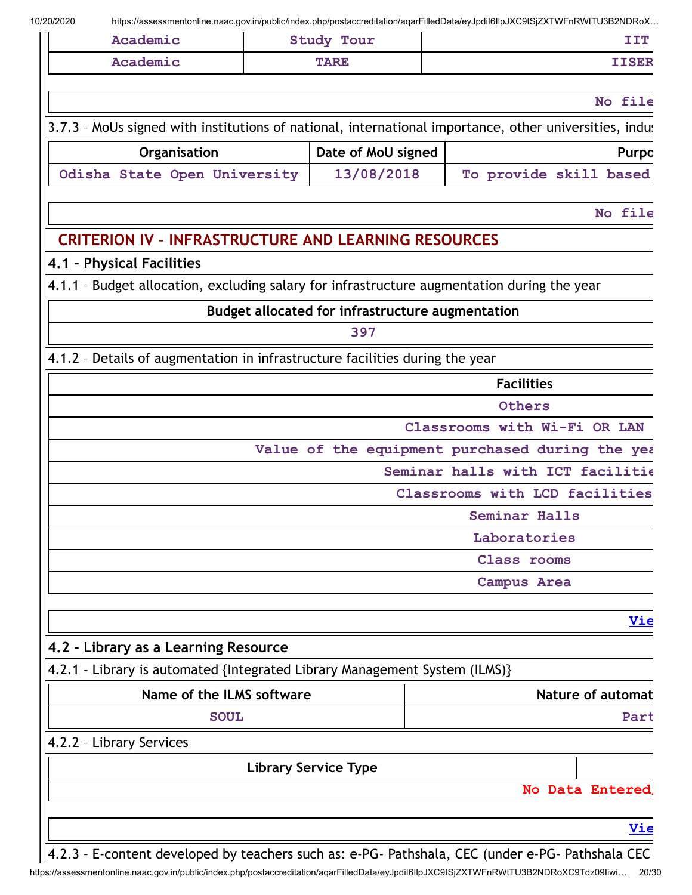| Academic | Study Tour | IIT |
|---|---|---|
| Academic | TARE | IISER |

| No file |
|---|

3.7.3 – MoUs signed with institutions of national, international importance, other universities, indus

| Organisation | Date of MoU signed | Purpo |
|---|---|---|
| Odisha State Open University | 13/08/2018 | To provide skill based |

| No file |
|---|

## CRITERION IV – INFRASTRUCTURE AND LEARNING RESOURCES

### 4.1 – Physical Facilities

4.1.1 – Budget allocation, excluding salary for infrastructure augmentation during the year

| Budget allocated for infrastructure augmentation |
|---|
| 397 |

4.1.2 – Details of augmentation in infrastructure facilities during the year

| Facilities |
|---|
| Others |
| Classrooms with Wi-Fi OR LAN |
| Value of the equipment purchased during the yea |
| Seminar halls with ICT facilitie |
| Classrooms with LCD facilities |
| Seminar Halls |
| Laboratories |
| Class rooms |
| Campus Area |

| Vie |
|---|

### 4.2 – Library as a Learning Resource

4.2.1 – Library is automated {Integrated Library Management System (ILMS)}

| Name of the ILMS software | Nature of automat |
|---|---|
| SOUL | Part |

4.2.2 – Library Services

| Library Service Type | |
|---|---|
| No Data Entered/ | |

| Vie |
|---|

4.2.3 – E-content developed by teachers such as: e-PG- Pathshala, CEC (under e-PG- Pathshala CEC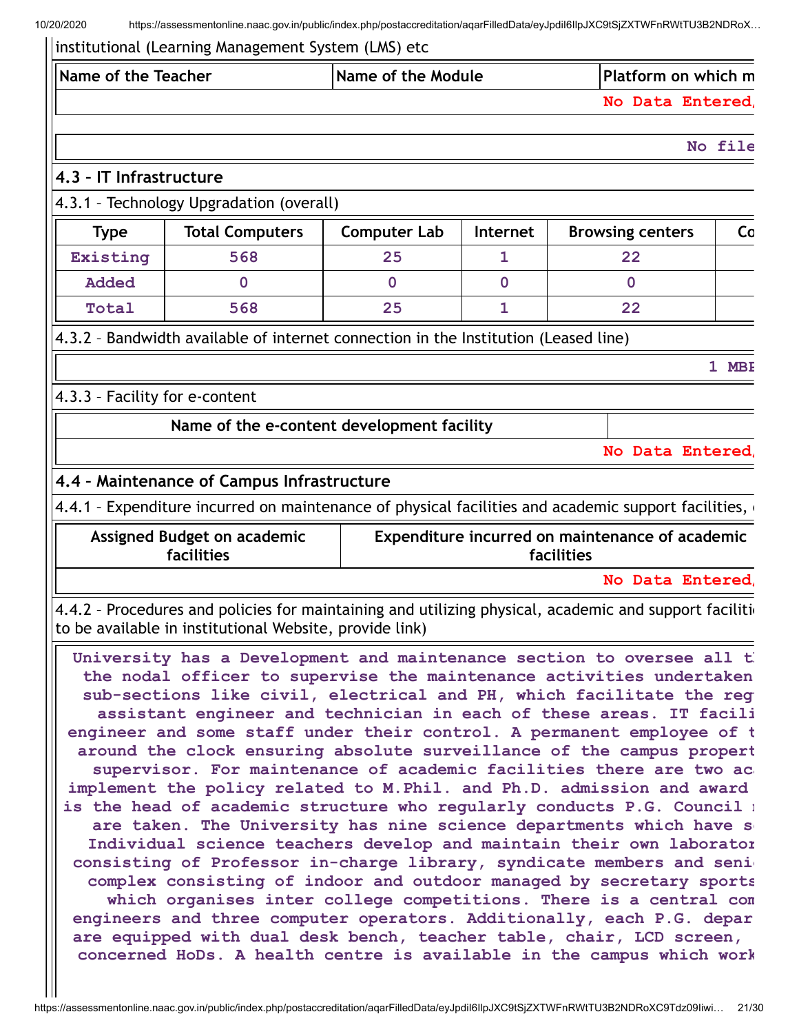institutional (Learning Management System (LMS) etc

| Name of the Teacher | Name of the Module | Platform on which m |
|---|---|---|
| | | No Data Entered, |

No file

## 4.3 – IT Infrastructure

4.3.1 – Technology Upgradation (overall)

| Type | Total Computers | Computer Lab | Internet | Browsing centers | Co |
|---|---|---|---|---|---|
| Existing | 568 | 25 | 1 | 22 | |
| Added | 0 | 0 | 0 | 0 | |
| Total | 568 | 25 | 1 | 22 | |

4.3.2 – Bandwidth available of internet connection in the Institution (Leased line)

1 MBI

4.3.3 – Facility for e-content

| Name of the e-content development facility | |
|---|---|
| | No Data Entered, |

## 4.4 – Maintenance of Campus Infrastructure

4.4.1 – Expenditure incurred on maintenance of physical facilities and academic support facilities, e

| Assigned Budget on academic facilities | Expenditure incurred on maintenance of academic facilities |
|---|---|
| | No Data Entered, |

4.4.2 – Procedures and policies for maintaining and utilizing physical, academic and support faciliti to be available in institutional Website, provide link)

University has a Development and maintenance section to oversee all tl the nodal officer to supervise the maintenance activities undertaken sub-sections like civil, electrical and PH, which facilitate the reg assistant engineer and technician in each of these areas. IT facili engineer and some staff under their control. A permanent employee of t around the clock ensuring absolute surveillance of the campus propert supervisor. For maintenance of academic facilities there are two ac implement the policy related to M.Phil. and Ph.D. admission and award is the head of academic structure who regularly conducts P.G. Council r are taken. The University has nine science departments which have s Individual science teachers develop and maintain their own laborator consisting of Professor in-charge library, syndicate members and seni complex consisting of indoor and outdoor managed by secretary sports which organises inter college competitions. There is a central com engineers and three computer operators. Additionally, each P.G. depar are equipped with dual desk bench, teacher table, chair, LCD screen, concerned HoDs. A health centre is available in the campus which work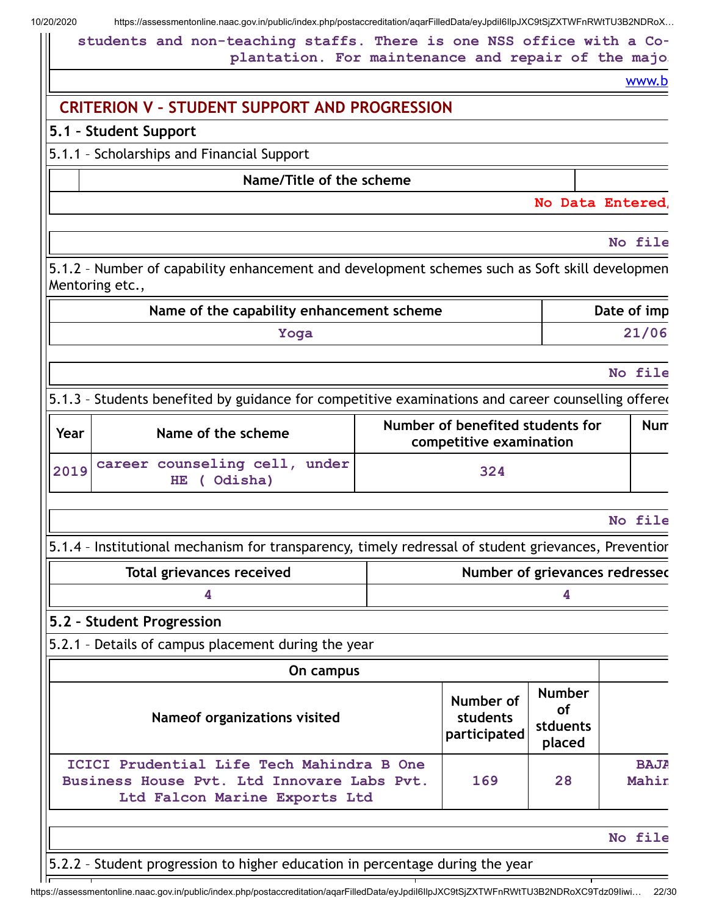students and non-teaching staffs. There is one NSS office with a Co-
plantation. For maintenance and repair of the majo

www.b

## CRITERION V – STUDENT SUPPORT AND PROGRESSION

### 5.1 – Student Support

5.1.1 – Scholarships and Financial Support

| | Name/Title of the scheme | |
|---|---|---|
| No Data Entered/ | | |

No file

5.1.2 – Number of capability enhancement and development schemes such as Soft skill developmen Mentoring etc.,

| Name of the capability enhancement scheme | Date of imp |
|---|---|
| Yoga | 21/06 |

No file

5.1.3 – Students benefited by guidance for competitive examinations and career counselling offered

| Year | Name of the scheme | Number of benefited students for competitive examination | Num |
|---|---|---|---|
| 2019 | career counseling cell, under HE ( Odisha) | 324 | |

No file

5.1.4 – Institutional mechanism for transparency, timely redressal of student grievances, Preventior

| Total grievances received | Number of grievances redressed |
|---|---|
| 4 | 4 |

### 5.2 – Student Progression

5.2.1 – Details of campus placement during the year

| On campus | | | |
|---|---|---|---|
| Nameof organizations visited | Number of students participated | Number of stduents placed | |
| ICICI Prudential Life Tech Mahindra B One Business House Pvt. Ltd Innovare Labs Pvt. Ltd Falcon Marine Exports Ltd | 169 | 28 | BAJA Mahir |

No file

5.2.2 – Student progression to higher education in percentage during the year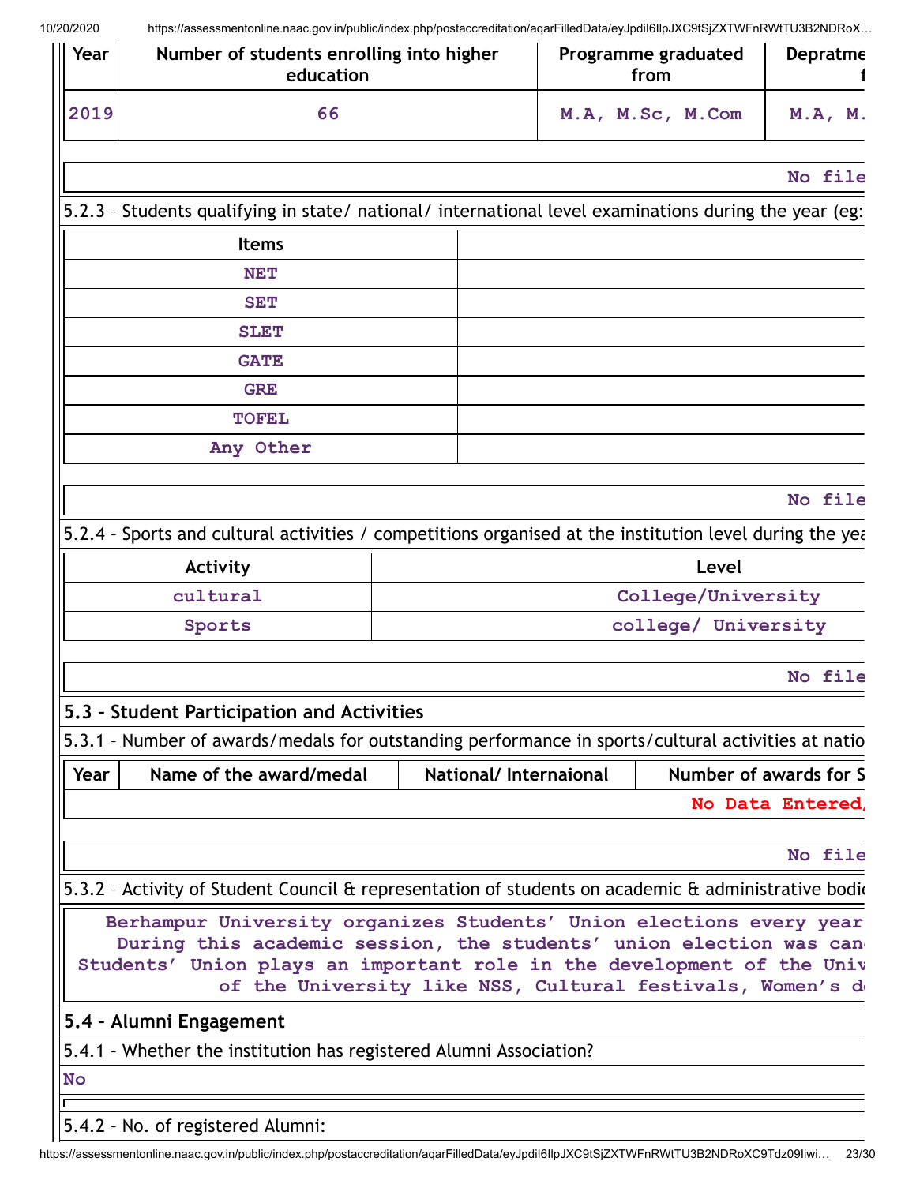| Year | Number of students enrolling into higher education | Programme graduated from | Depratme |
|---|---|---|---|
| 2019 | 66 | M.A, M.Sc, M.Com | M.A, M. |

No file

5.2.3 – Students qualifying in state/ national/ international level examinations during the year (eg:

| Items | |
|---|---|
| NET | |
| SET | |
| SLET | |
| GATE | |
| GRE | |
| TOFEL | |
| Any Other | |

No file

5.2.4 – Sports and cultural activities / competitions organised at the institution level during the yea

| Activity | Level |
|---|---|
| cultural | College/University |
| Sports | college/ University |

No file

## 5.3 – Student Participation and Activities

5.3.1 – Number of awards/medals for outstanding performance in sports/cultural activities at natio

| Year | Name of the award/medal | National/ Internaional | Number of awards for S |
|---|---|---|---|
| | | | No Data Entered/ |

No file

5.3.2 – Activity of Student Council & representation of students on academic & administrative bodie

Berhampur University organizes Students' Union elections every year During this academic session, the students' union election was can Students' Union plays an important role in the development of the Univ of the University like NSS, Cultural festivals, Women's d

## 5.4 – Alumni Engagement

5.4.1 – Whether the institution has registered Alumni Association?

No

5.4.2 – No. of registered Alumni: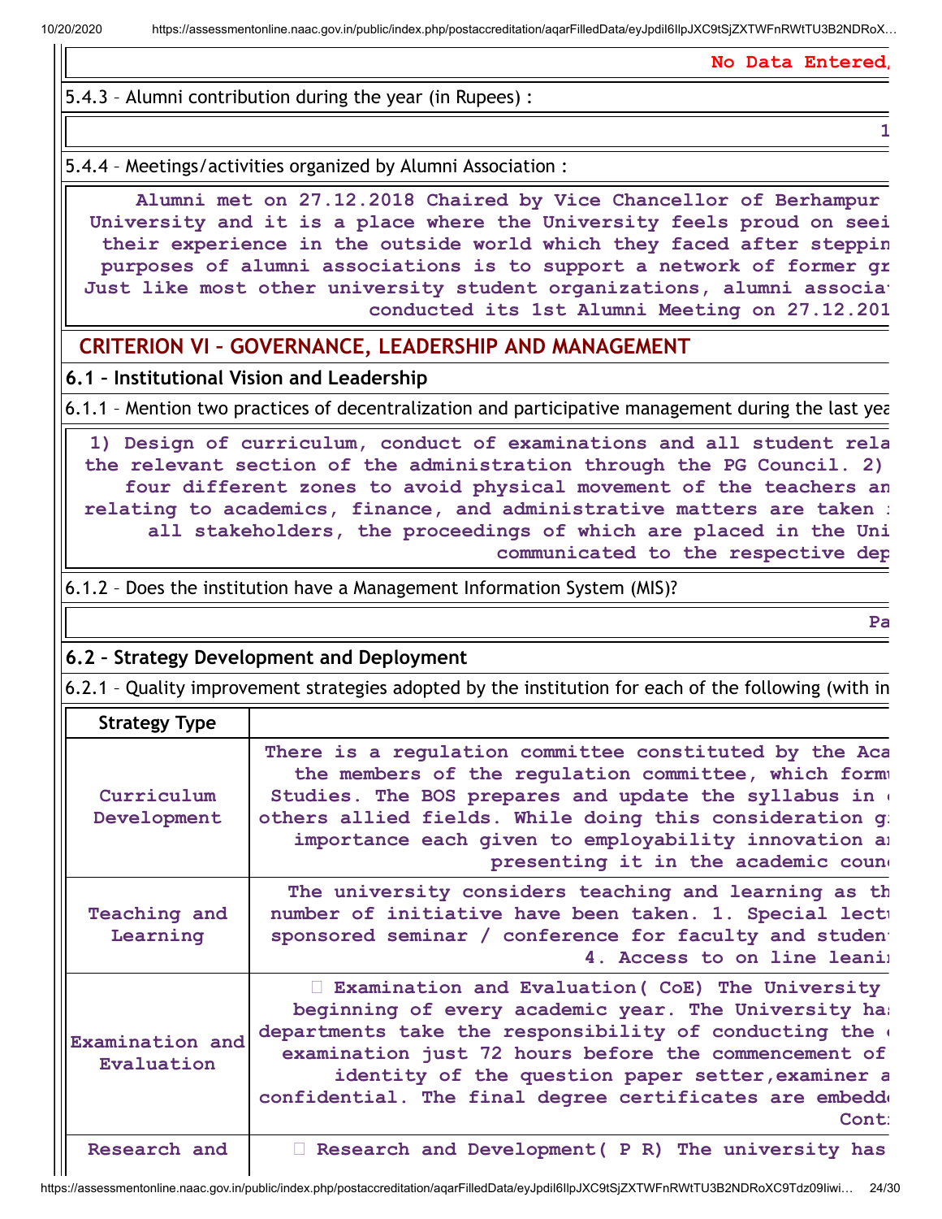No Data Entered,

5.4.3 – Alumni contribution during the year (in Rupees) :

1

5.4.4 – Meetings/activities organized by Alumni Association :

Alumni met on 27.12.2018 Chaired by Vice Chancellor of Berhampur University and it is a place where the University feels proud on seei their experience in the outside world which they faced after steppin purposes of alumni associations is to support a network of former gr Just like most other university student organizations, alumni associa conducted its 1st Alumni Meeting on 27.12.201

## CRITERION VI – GOVERNANCE, LEADERSHIP AND MANAGEMENT

### 6.1 – Institutional Vision and Leadership

6.1.1 – Mention two practices of decentralization and participative management during the last yea

1) Design of curriculum, conduct of examinations and all student rela the relevant section of the administration through the PG Council. 2) four different zones to avoid physical movement of the teachers an relating to academics, finance, and administrative matters are taken all stakeholders, the proceedings of which are placed in the Uni communicated to the respective dep

6.1.2 – Does the institution have a Management Information System (MIS)?

Pa

### 6.2 – Strategy Development and Deployment

6.2.1 – Quality improvement strategies adopted by the institution for each of the following (with in

| Strategy Type | |
|---|---|
| Curriculum Development | There is a regulation committee constituted by the Aca the members of the regulation committee, which form Studies. The BOS prepares and update the syllabus in others allied fields. While doing this consideration g importance each given to employability innovation a presenting it in the academic coun |
| Teaching and Learning | The university considers teaching and learning as th number of initiative have been taken. 1. Special lect sponsored seminar / conference for faculty and studen 4. Access to on line leani |
| Examination and Evaluation | Examination and Evaluation( CoE) The University beginning of every academic year. The University ha departments take the responsibility of conducting the examination just 72 hours before the commencement of identity of the question paper setter,examiner a confidential. The final degree certificates are embedd Cont |
| Research and | Research and Development( P R) The university has |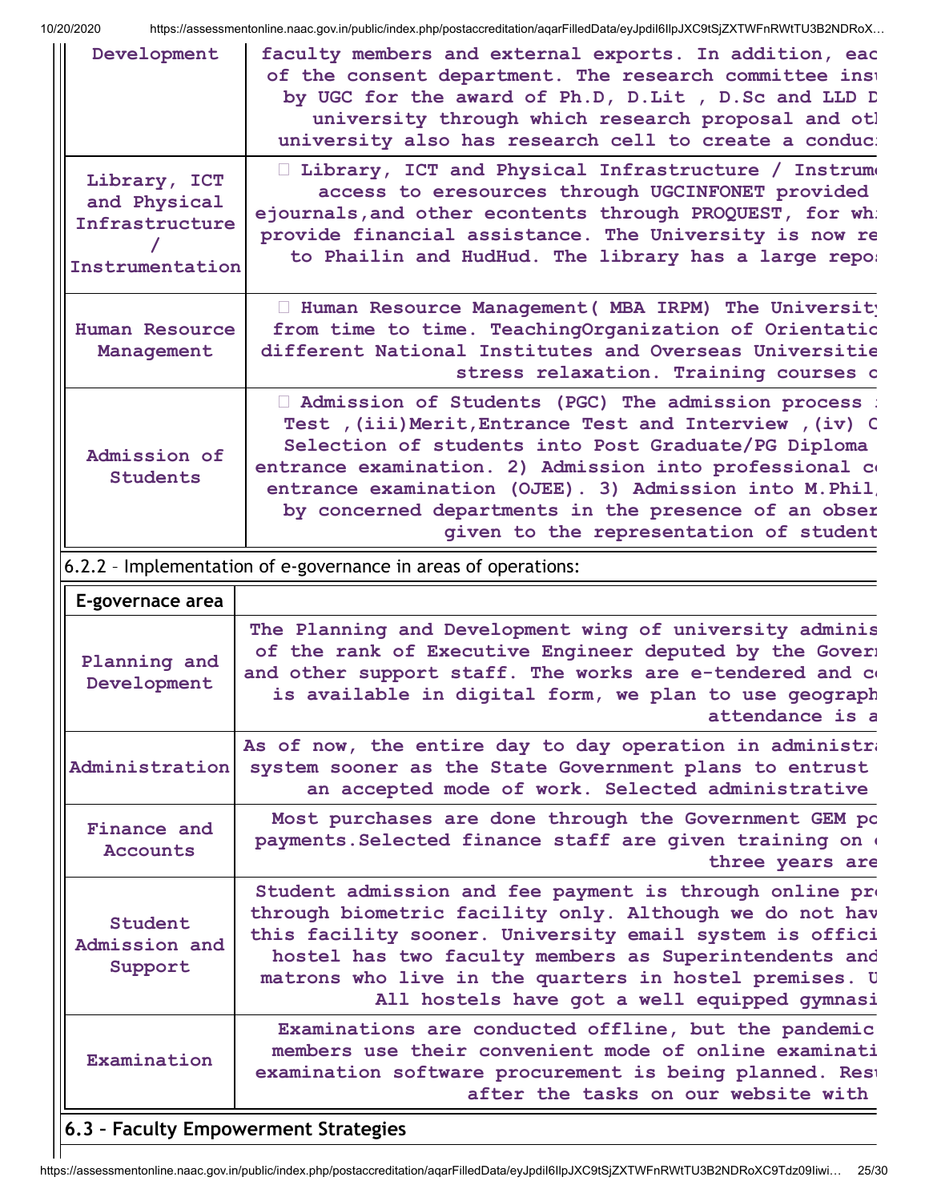| Development | faculty members and external exports. In addition, eac of the consent department. The research committee inst by UGC for the award of Ph.D, D.Lit , D.Sc and LLD D university through which research proposal and otl university also has research cell to create a conduc |
|---|---|
| Library, ICT and Physical Infrastructure / Instrumentation |  Library, ICT and Physical Infrastructure / Instrum access to eresources through UGCINFONET provided ejournals,and other econtents through PROQUEST, for wh provide financial assistance. The University is now re to Phailin and HudHud. The library has a large repo |
| Human Resource Management |  Human Resource Management( MBA IRPM) The University from time to time. TeachingOrganization of Orientatic different National Institutes and Overseas Universitie stress relaxation. Training courses c |
| Admission of Students |  Admission of Students (PGC) The admission process Test ,(iii)Merit,Entrance Test and Interview ,(iv) C Selection of students into Post Graduate/PG Diploma entrance examination. 2) Admission into professional c entrance examination (OJEE). 3) Admission into M.Phil, by concerned departments in the presence of an obser given to the representation of student |

6.2.2 – Implementation of e-governance in areas of operations:

| E-governace area | |
|---|---|
| Planning and Development | The Planning and Development wing of university adminis of the rank of Executive Engineer deputed by the Gover and other support staff. The works are e-tendered and c is available in digital form, we plan to use geograph attendance is a |
| Administration | As of now, the entire day to day operation in administr system sooner as the State Government plans to entrust an accepted mode of work. Selected administrative |
| Finance and Accounts | Most purchases are done through the Government GEM po payments.Selected finance staff are given training on three years are |
| Student Admission and Support | Student admission and fee payment is through online pr through biometric facility only. Although we do not hav this facility sooner. University email system is offici hostel has two faculty members as Superintendents and matrons who live in the quarters in hostel premises. U All hostels have got a well equipped gymnasi |
| Examination | Examinations are conducted offline, but the pandemic members use their convenient mode of online examinati examination software procurement is being planned. Res after the tasks on our website with |

## 6.3 – Faculty Empowerment Strategies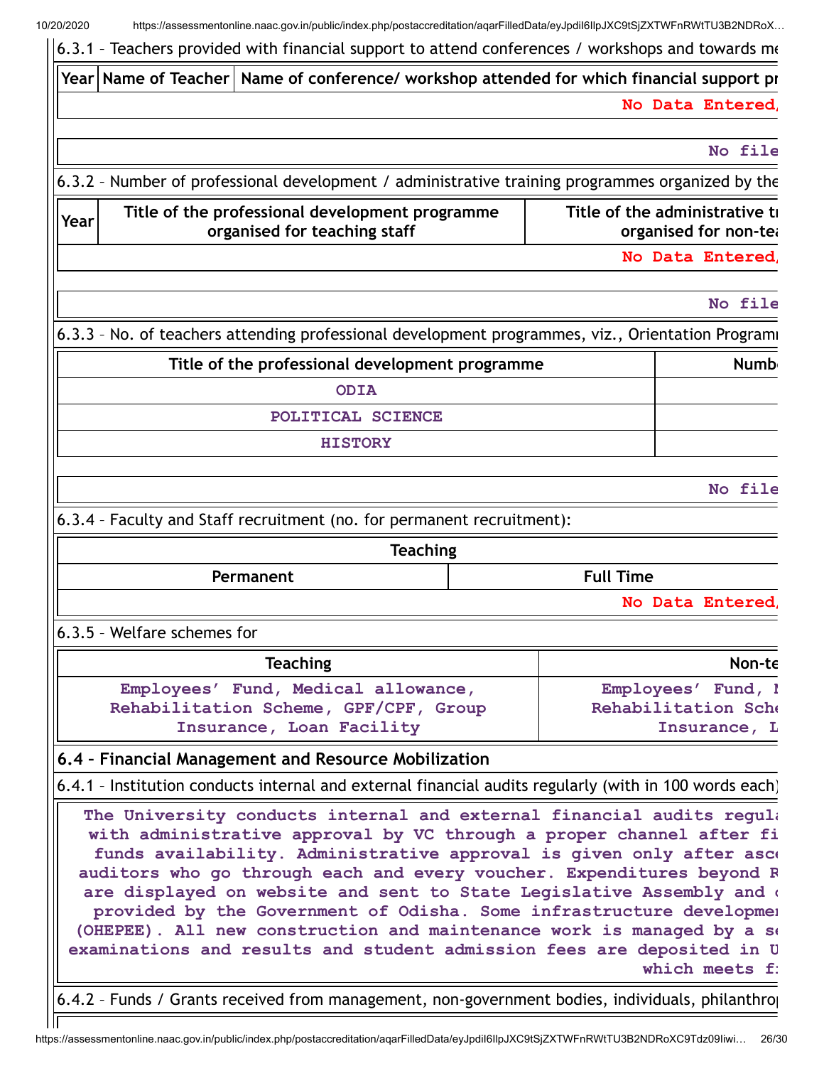6.3.1 – Teachers provided with financial support to attend conferences / workshops and towards me

| Year | Name of Teacher | Name of conference/ workshop attended for which financial support pr |
|---|---|---|
| No Data Entered/ | | |

No file

6.3.2 – Number of professional development / administrative training programmes organized by the

| Year | Title of the professional development programme organised for teaching staff | Title of the administrative tr organised for non-tea |
|---|---|---|
| No Data Entered/ | | |

No file

6.3.3 – No. of teachers attending professional development programmes, viz., Orientation Programm

| Title of the professional development programme | Numb |
|---|---|
| ODIA | |
| POLITICAL SCIENCE | |
| HISTORY | |

No file

6.3.4 – Faculty and Staff recruitment (no. for permanent recruitment):

| Teaching | |
|---|---|
| Permanent | Full Time |
| No Data Entered/ | |

6.3.5 – Welfare schemes for

| Teaching | Non-te |
|---|---|
| Employees' Fund, Medical allowance, Rehabilitation Scheme, GPF/CPF, Group Insurance, Loan Facility | Employees' Fund, M Rehabilitation Sche Insurance, L |

### 6.4 – Financial Management and Resource Mobilization

6.4.1 – Institution conducts internal and external financial audits regularly (with in 100 words each)

The University conducts internal and external financial audits regula with administrative approval by VC through a proper channel after fi funds availability. Administrative approval is given only after asce auditors who go through each and every voucher. Expenditures beyond R are displayed on website and sent to State Legislative Assembly and c provided by the Government of Odisha. Some infrastructure developmen (OHEPEE). All new construction and maintenance work is managed by a se examinations and results and student admission fees are deposited in U which meets f

6.4.2 – Funds / Grants received from management, non-government bodies, individuals, philanthro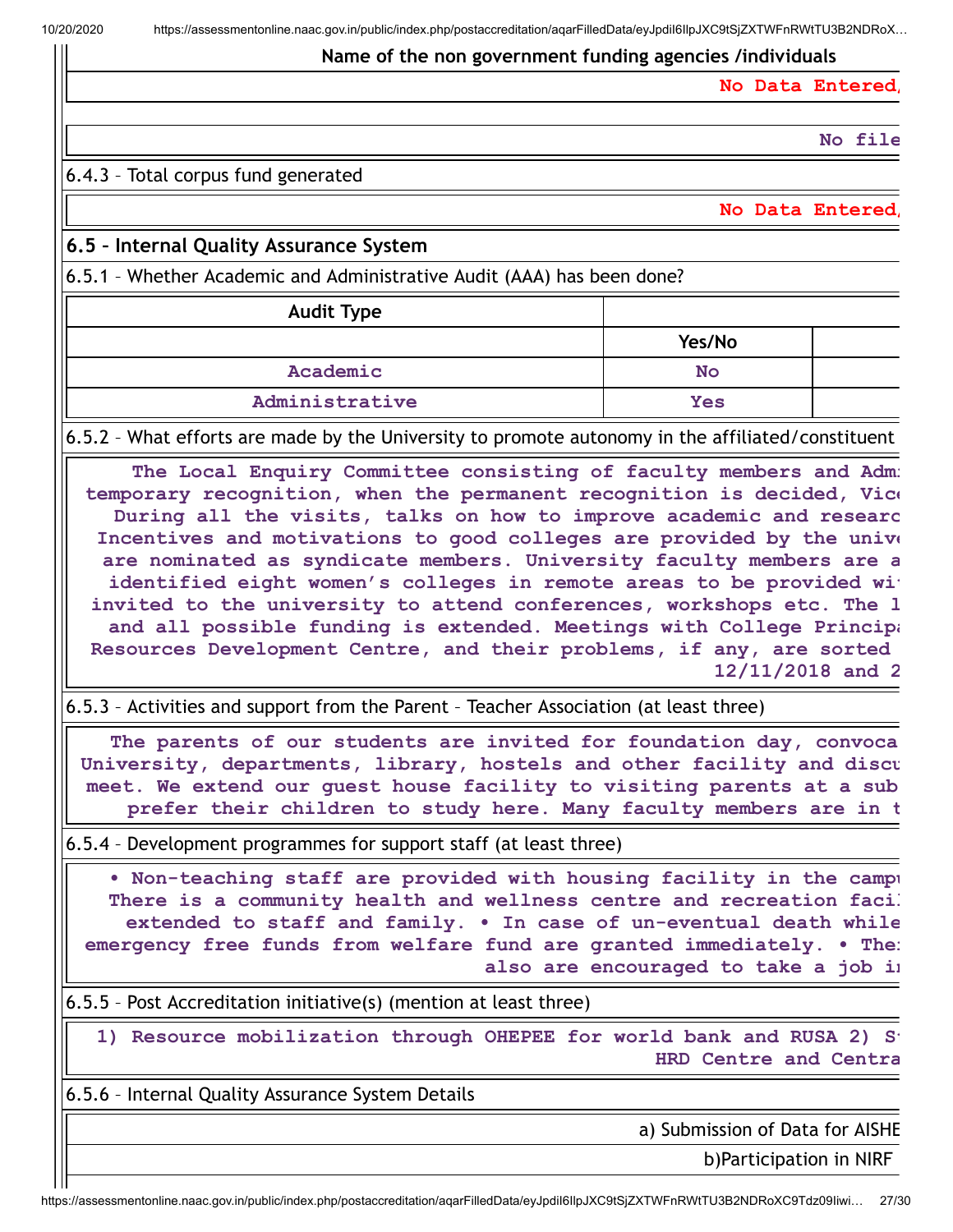**Name of the non government funding agencies /individuals**

No Data Entered,

No file

6.4.3 – Total corpus fund generated

No Data Entered,

## 6.5 – Internal Quality Assurance System

6.5.1 – Whether Academic and Administrative Audit (AAA) has been done?

| Audit Type | | |
|---|---|---|
| | Yes/No | |
| Academic | No | |
| Administrative | Yes | |

6.5.2 – What efforts are made by the University to promote autonomy in the affiliated/constituent

The Local Enquiry Committee consisting of faculty members and Adm
temporary recognition, when the permanent recognition is decided, Vice
During all the visits, talks on how to improve academic and researc
Incentives and motivations to good colleges are provided by the unive
are nominated as syndicate members. University faculty members are a
identified eight women's colleges in remote areas to be provided wi
invited to the university to attend conferences, workshops etc. The l
and all possible funding is extended. Meetings with College Principa
Resources Development Centre, and their problems, if any, are sorted
12/11/2018 and 2

6.5.3 – Activities and support from the Parent – Teacher Association (at least three)

The parents of our students are invited for foundation day, convoca
University, departments, library, hostels and other facility and discu
meet. We extend our guest house facility to visiting parents at a sub
prefer their children to study here. Many faculty members are in t

6.5.4 – Development programmes for support staff (at least three)

• Non-teaching staff are provided with housing facility in the campu
There is a community health and wellness centre and recreation facil
extended to staff and family. • In case of un-eventual death while
emergency free funds from welfare fund are granted immediately. • The
also are encouraged to take a job i

6.5.5 – Post Accreditation initiative(s) (mention at least three)

1) Resource mobilization through OHEPEE for world bank and RUSA 2) S
HRD Centre and Centra

6.5.6 – Internal Quality Assurance System Details

a) Submission of Data for AISHE

b)Participation in NIRF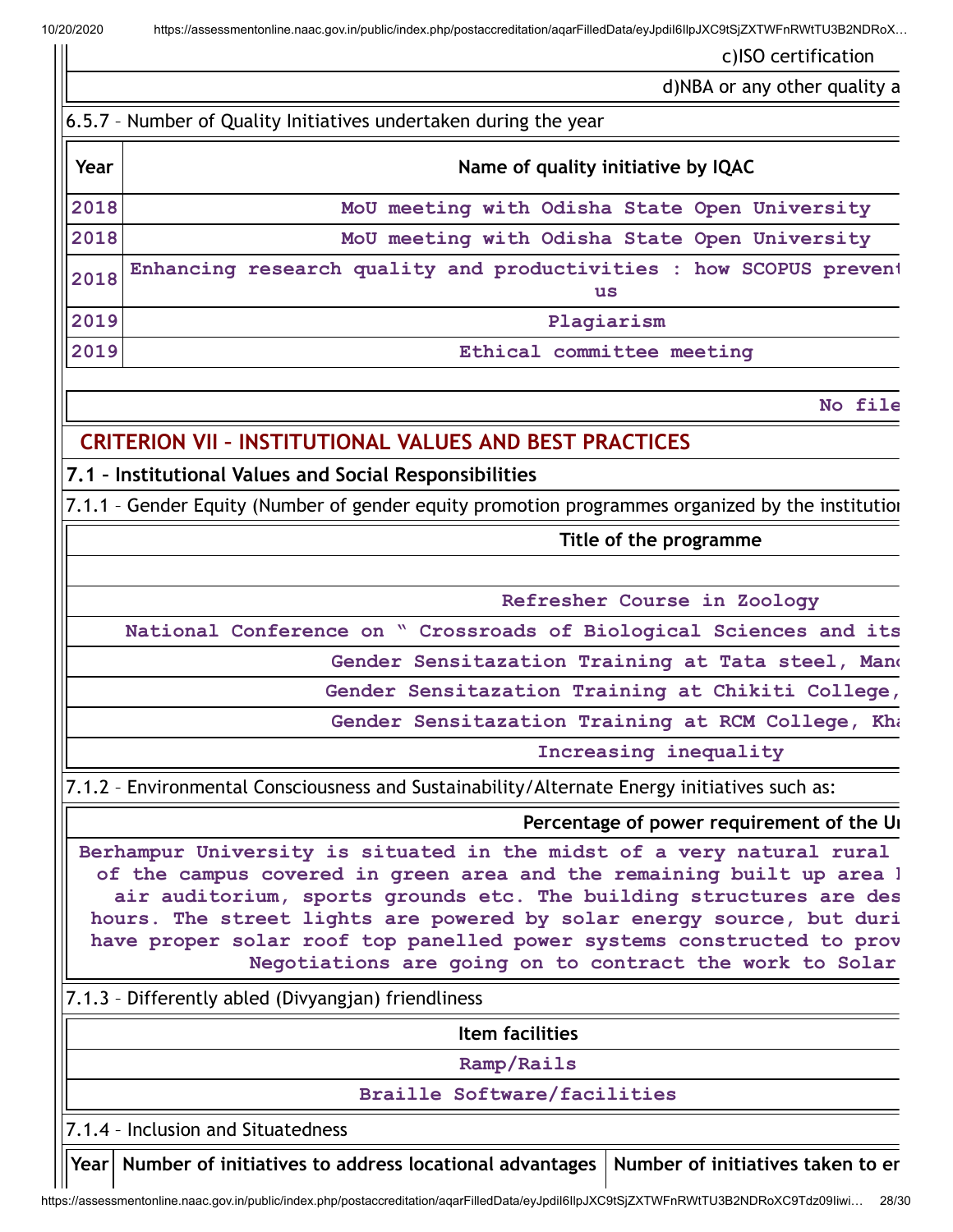| c)ISO certification |
|---|
| d)NBA or any other quality a |

6.5.7 – Number of Quality Initiatives undertaken during the year

| Year | Name of quality initiative by IQAC |
|---|---|
| 2018 | MoU meeting with Odisha State Open University |
| 2018 | MoU meeting with Odisha State Open University |
| 2018 | Enhancing research quality and productivities : how SCOPUS prevent us |
| 2019 | Plagiarism |
| 2019 | Ethical committee meeting |

No file

## CRITERION VII – INSTITUTIONAL VALUES AND BEST PRACTICES

### 7.1 – Institutional Values and Social Responsibilities

7.1.1 – Gender Equity (Number of gender equity promotion programmes organized by the institution

| Title of the programme |
|---|
| |
| Refresher Course in Zoology |
| National Conference on " Crossroads of Biological Sciences and its |
| Gender Sensitazation Training at Tata steel, Manc |
| Gender Sensitazation Training at Chikiti College, |
| Gender Sensitazation Training at RCM College, Kha |
| Increasing inequality |

7.1.2 – Environmental Consciousness and Sustainability/Alternate Energy initiatives such as:

| Percentage of power requirement of the Un |
|---|
| Berhampur University is situated in the midst of a very natural rural of the campus covered in green area and the remaining built up area l air auditorium, sports grounds etc. The building structures are des hours. The street lights are powered by solar energy source, but duri have proper solar roof top panelled power systems constructed to prov Negotiations are going on to contract the work to Solar |

7.1.3 – Differently abled (Divyangjan) friendliness

| Item facilities |
|---|
| Ramp/Rails |
| Braille Software/facilities |

7.1.4 – Inclusion and Situatedness

| Year | Number of initiatives to address locational advantages | Number of initiatives taken to en |
|---|---|---|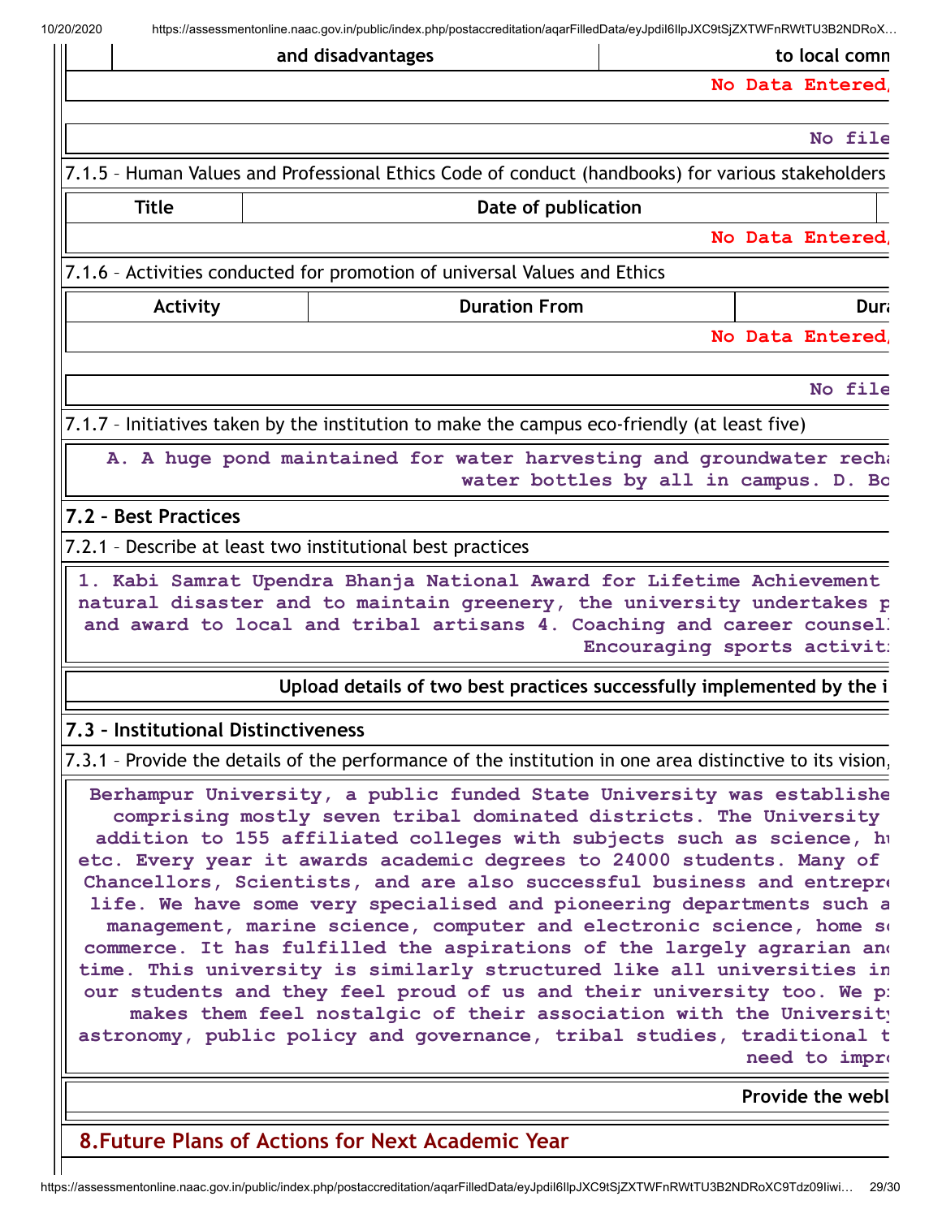| | and disadvantages | to local comn |
|---|---|---|
| | | No Data Entered/ |

| No file |
|---|

7.1.5 – Human Values and Professional Ethics Code of conduct (handbooks) for various stakeholders

| Title | Date of publication | |
|---|---|---|
| | | No Data Entered/ |

7.1.6 – Activities conducted for promotion of universal Values and Ethics

| Activity | Duration From | Dura |
|---|---|---|
| | | No Data Entered/ |

| No file |
|---|

7.1.7 – Initiatives taken by the institution to make the campus eco-friendly (at least five)

A. A huge pond maintained for water harvesting and groundwater recha
water bottles by all in campus. D. Bo

## 7.2 – Best Practices

7.2.1 – Describe at least two institutional best practices

1. Kabi Samrat Upendra Bhanja National Award for Lifetime Achievement
natural disaster and to maintain greenery, the university undertakes p
and award to local and tribal artisans 4. Coaching and career counsel
Encouraging sports activit

**Upload details of two best practices successfully implemented by the i**

## 7.3 – Institutional Distinctiveness

7.3.1 – Provide the details of the performance of the institution in one area distinctive to its vision,

Berhampur University, a public funded State University was establishe
comprising mostly seven tribal dominated districts. The University
addition to 155 affiliated colleges with subjects such as science, hu
etc. Every year it awards academic degrees to 24000 students. Many of
Chancellors, Scientists, and are also successful business and entrepre
life. We have some very specialised and pioneering departments such a
management, marine science, computer and electronic science, home sc
commerce. It has fulfilled the aspirations of the largely agrarian and
time. This university is similarly structured like all universities in
our students and they feel proud of us and their university too. We p
makes them feel nostalgic of their association with the University
astronomy, public policy and governance, tribal studies, traditional t
need to impro

**Provide the webl**

## 8.Future Plans of Actions for Next Academic Year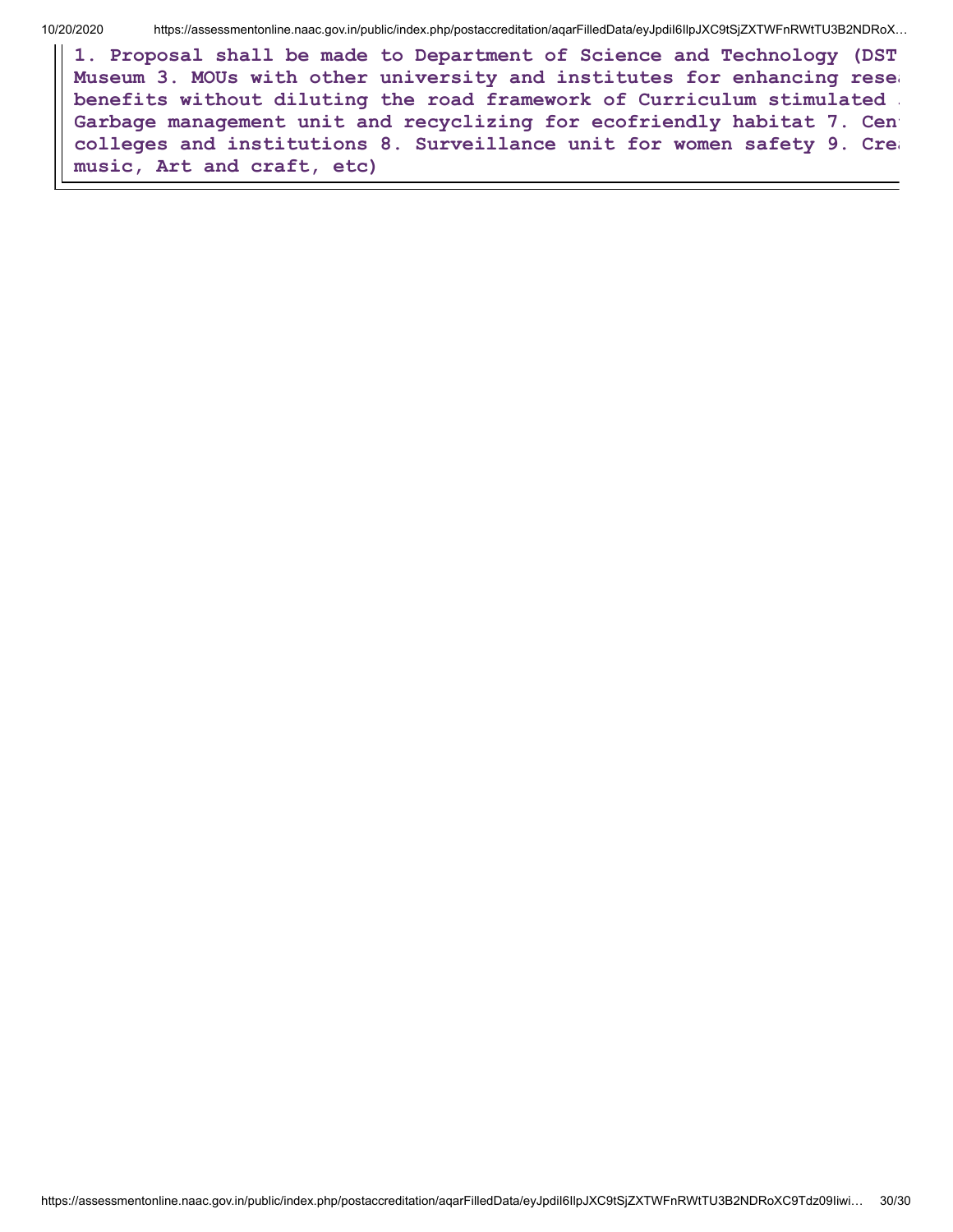1. Proposal shall be made to Department of Science and Technology (DST Museum 3. MOUs with other university and institutes for enhancing resea benefits without diluting the road framework of Curriculum stimulated Garbage management unit and recyclizing for ecofriendly habitat 7. Cen colleges and institutions 8. Surveillance unit for women safety 9. Cre music, Art and craft, etc)